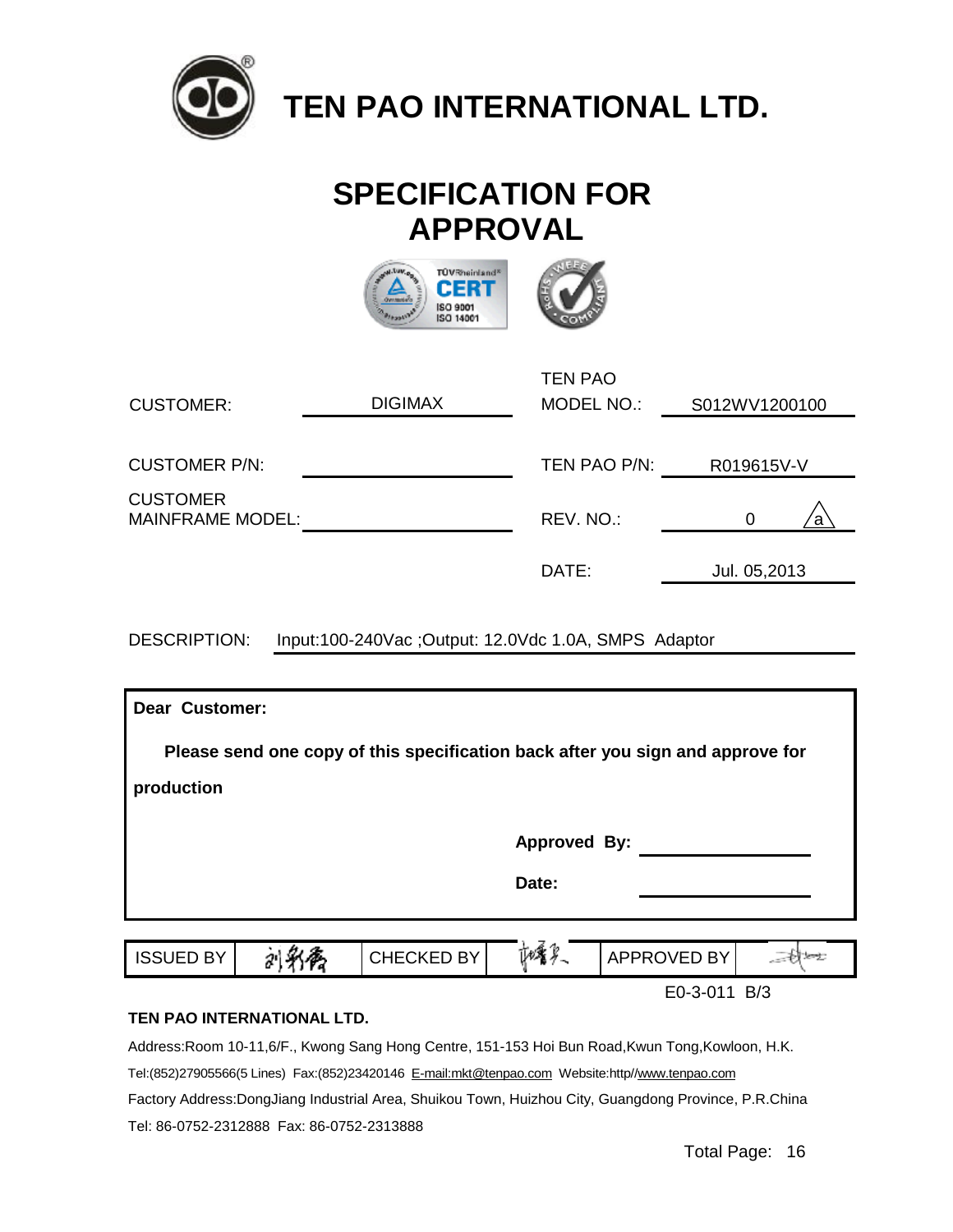# TEN PAO INTERNATIONAL LTD.

## SPECIFICATION FOR APPROVAL

| | | | |
|---|---|---|---|
| CUSTOMER: | DIGIMAX | TEN PAO MODEL NO.: | S012WV1200100 |
| CUSTOMER P/N: | | TEN PAO P/N: | R019615V-V |
| CUSTOMER MAINFRAME MODEL: | | REV. NO.: | 0 (a) |
| | | DATE: | Jul. 05,2013 |

DESCRIPTION: Input:100-240Vac ;Output: 12.0Vdc 1.0A, SMPS Adaptor

**Dear Customer:**

**Please send one copy of this specification back after you sign and approve for production**

**Approved By:** ________________

**Date:** ________________

| ISSUED BY | 刘利香 | CHECKED BY | | APPROVED BY | |
|---|---|---|---|---|---|

E0-3-011 B/3

**TEN PAO INTERNATIONAL LTD.**

Address:Room 10-11,6/F., Kwong Sang Hong Centre, 151-153 Hoi Bun Road,Kwun Tong,Kowloon, H.K.

Tel:(852)27905566(5 Lines) Fax:(852)23420146 E-mail:mkt@tenpao.com Website:http//www.tenpao.com

Factory Address:DongJiang Industrial Area, Shuikou Town, Huizhou City, Guangdong Province, P.R.China

Tel: 86-0752-2312888 Fax: 86-0752-2313888

Total Page: 16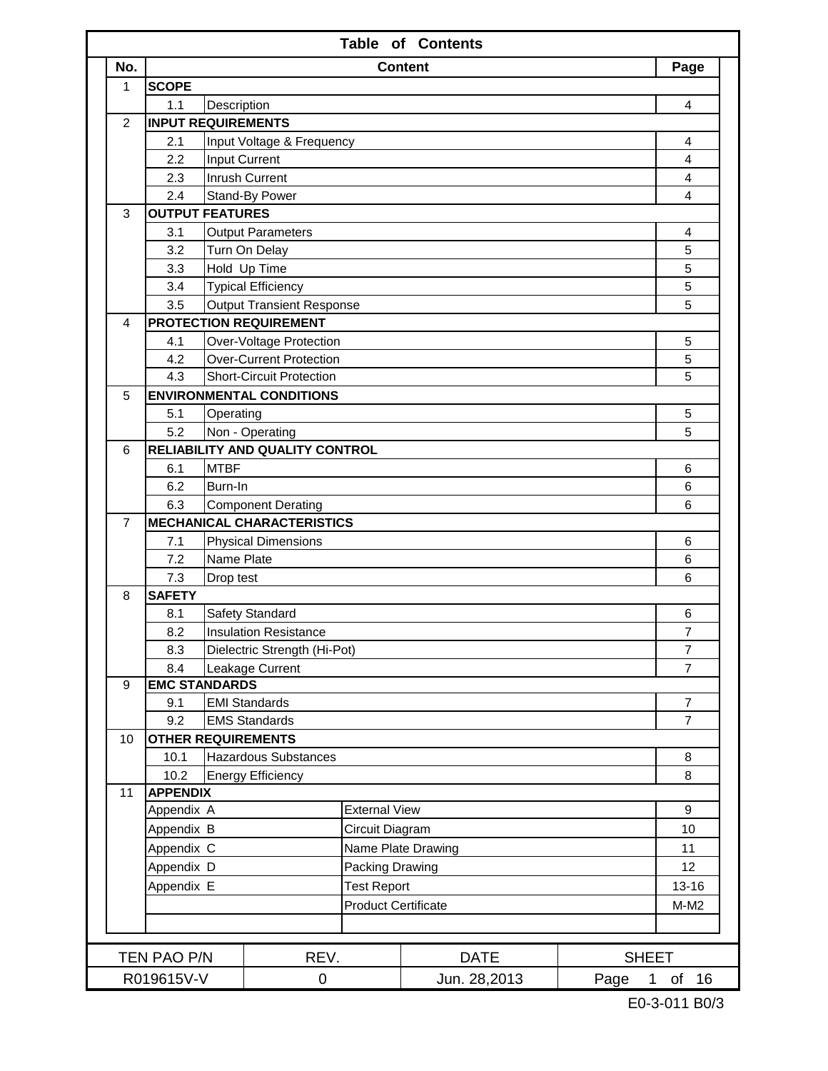# Table of Contents

| No. | | Content | Page |
|---|---|---|---|
| 1 | **SCOPE** | | |
| | 1.1 | Description | 4 |
| 2 | **INPUT REQUIREMENTS** | | |
| | 2.1 | Input Voltage & Frequency | 4 |
| | 2.2 | Input Current | 4 |
| | 2.3 | Inrush Current | 4 |
| | 2.4 | Stand-By Power | 4 |
| 3 | **OUTPUT FEATURES** | | |
| | 3.1 | Output Parameters | 4 |
| | 3.2 | Turn On Delay | 5 |
| | 3.3 | Hold Up Time | 5 |
| | 3.4 | Typical Efficiency | 5 |
| | 3.5 | Output Transient Response | 5 |
| 4 | **PROTECTION REQUIREMENT** | | |
| | 4.1 | Over-Voltage Protection | 5 |
| | 4.2 | Over-Current Protection | 5 |
| | 4.3 | Short-Circuit Protection | 5 |
| 5 | **ENVIRONMENTAL CONDITIONS** | | |
| | 5.1 | Operating | 5 |
| | 5.2 | Non - Operating | 5 |
| 6 | **RELIABILITY AND QUALITY CONTROL** | | |
| | 6.1 | MTBF | 6 |
| | 6.2 | Burn-In | 6 |
| | 6.3 | Component Derating | 6 |
| 7 | **MECHANICAL CHARACTERISTICS** | | |
| | 7.1 | Physical Dimensions | 6 |
| | 7.2 | Name Plate | 6 |
| | 7.3 | Drop test | 6 |
| 8 | **SAFETY** | | |
| | 8.1 | Safety Standard | 6 |
| | 8.2 | Insulation Resistance | 7 |
| | 8.3 | Dielectric Strength (Hi-Pot) | 7 |
| | 8.4 | Leakage Current | 7 |
| 9 | **EMC STANDARDS** | | |
| | 9.1 | EMI Standards | 7 |
| | 9.2 | EMS Standards | 7 |
| 10 | **OTHER REQUIREMENTS** | | |
| | 10.1 | Hazardous Substances | 8 |
| | 10.2 | Energy Efficiency | 8 |
| 11 | **APPENDIX** | | |
| | Appendix A | External View | 9 |
| | Appendix B | Circuit Diagram | 10 |
| | Appendix C | Name Plate Drawing | 11 |
| | Appendix D | Packing Drawing | 12 |
| | Appendix E | Test Report | 13-16 |
| | | Product Certificate | M-M2 |

| TEN PAO P/N | REV. | DATE | SHEET |
|---|---|---|---|
| R019615V-V | 0 | Jun. 28,2013 | Page 1 of 16 |

E0-3-011 B0/3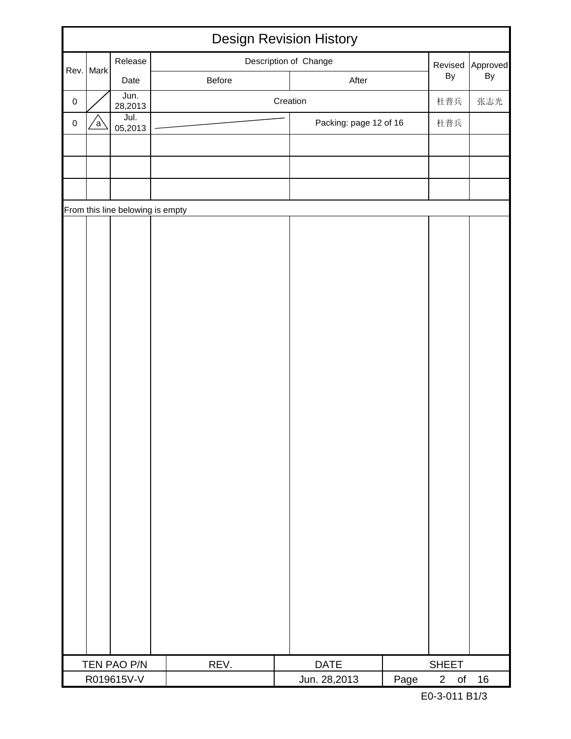# Design Revision History

| Rev. | Mark | Release Date | Description of Change: Before | Description of Change: After | Revised By | Approved By |
|---|---|---|---|---|---|---|
| 0 | | Jun. 28,2013 | Creation | | 杜普兵 | 张志光 |
| 0 | a | Jul. 05,2013 | | Packing: page 12 of 16 | 杜普兵 | |
| | | | | | | |
| | | | | | | |
| | | | | | | |

From this line belowing is empty

| TEN PAO P/N | REV. | DATE | SHEET |
|---|---|---|---|
| R019615V-V | | Jun. 28,2013 | Page 2 of 16 |

E0-3-011 B1/3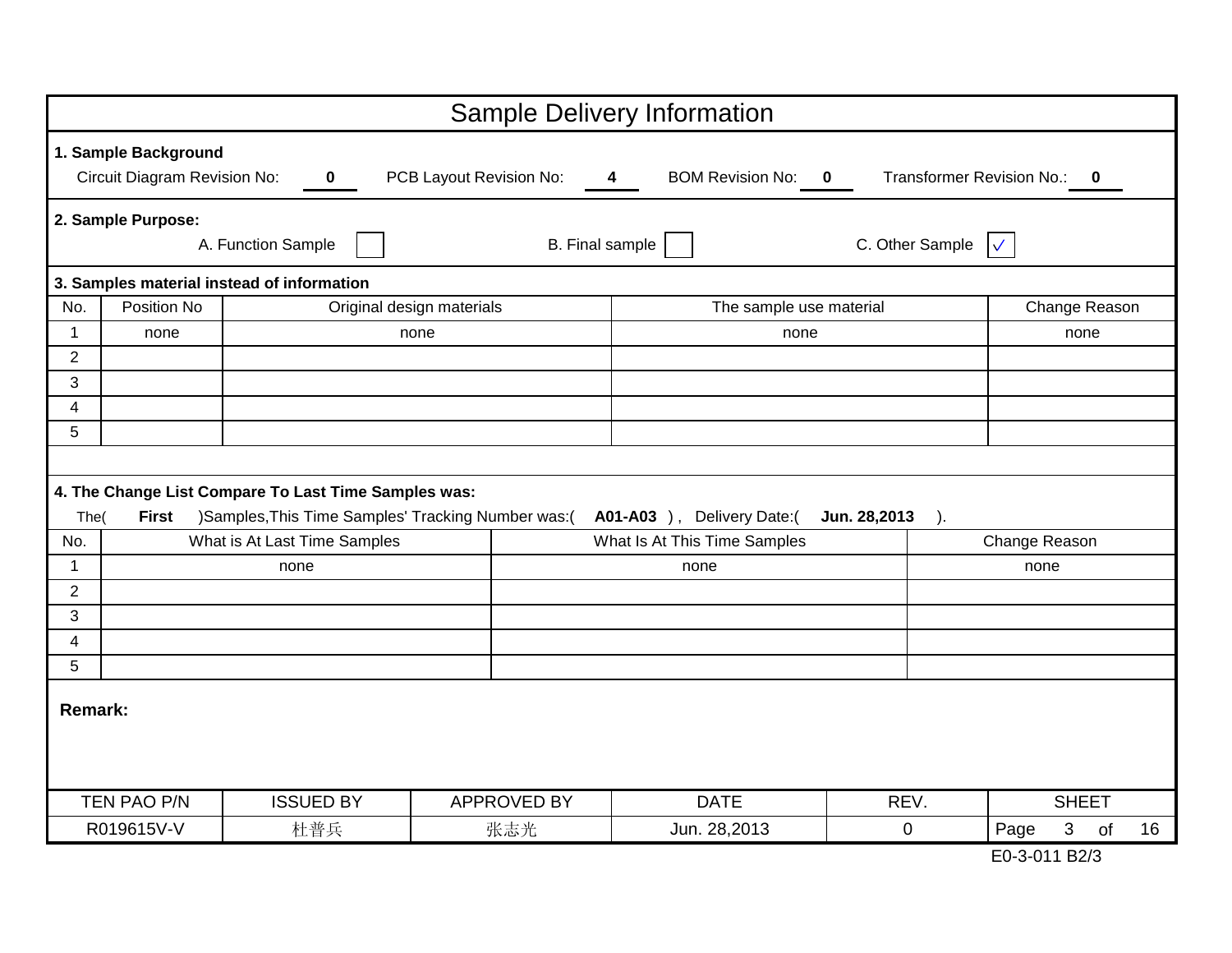# Sample Delivery Information

**1. Sample Background**

Circuit Diagram Revision No: **0** PCB Layout Revision No: **4** BOM Revision No: **0** Transformer Revision No.: **0**

**2. Sample Purpose:**

A. Function Sample ☐ B. Final sample ☐ C. Other Sample ☑

**3. Samples material instead of information**

| No. | Position No | Original design materials | The sample use material | Change Reason |
|---|---|---|---|---|
| 1 | none | none | none | none |
| 2 | | | | |
| 3 | | | | |
| 4 | | | | |
| 5 | | | | |

**4. The Change List Compare To Last Time Samples was:**

The( **First** )Samples,This Time Samples' Tracking Number was:( **A01-A03** ), Delivery Date:( **Jun. 28,2013** ).

| No. | What is At Last Time Samples | What Is At This Time Samples | Change Reason |
|---|---|---|---|
| 1 | none | none | none |
| 2 | | | |
| 3 | | | |
| 4 | | | |
| 5 | | | |

**Remark:**

| TEN PAO P/N | ISSUED BY | APPROVED BY | DATE | REV. | SHEET |
|---|---|---|---|---|---|
| R019615V-V | 杜普兵 | 张志光 | Jun. 28,2013 | 0 | Page 3 of 16 |

E0-3-011 B2/3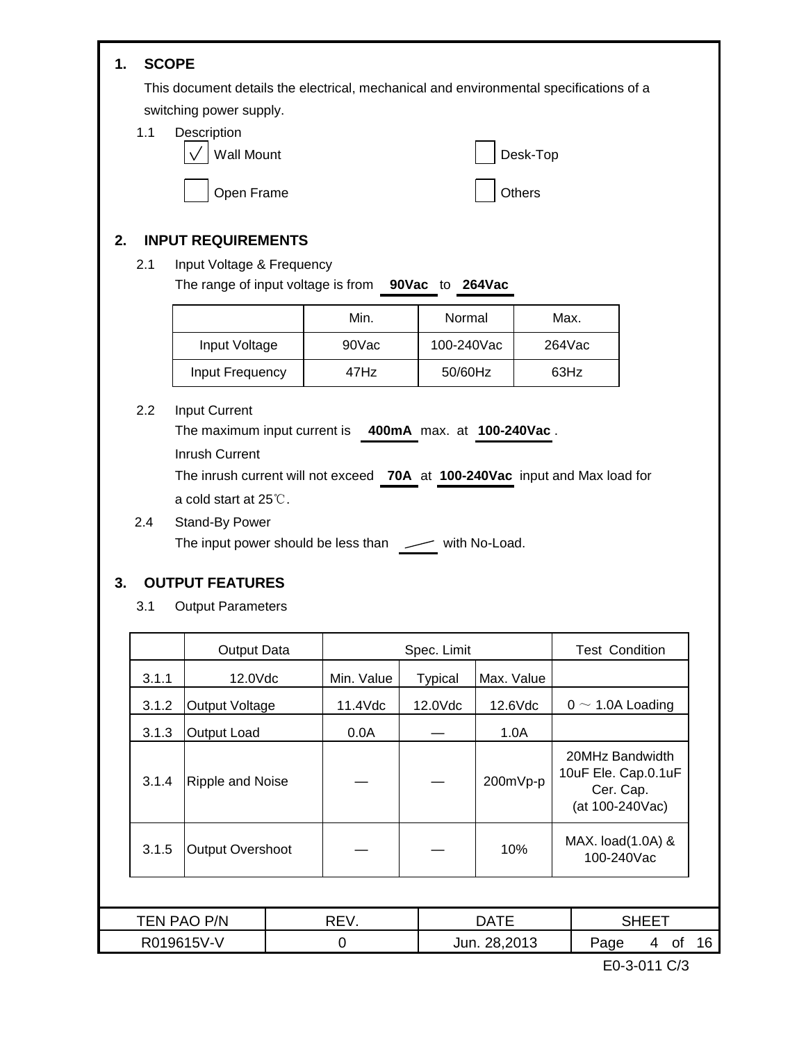## 1. SCOPE

This document details the electrical, mechanical and environmental specifications of a switching power supply.

1.1 Description

- [√] Wall Mount
- [ ] Desk-Top
- [ ] Open Frame
- [ ] Others

## 2. INPUT REQUIREMENTS

2.1 Input Voltage & Frequency

The range of input voltage is from **90Vac** to **264Vac**

| | Min. | Normal | Max. |
|---|---|---|---|
| Input Voltage | 90Vac | 100-240Vac | 264Vac |
| Input Frequency | 47Hz | 50/60Hz | 63Hz |

2.2 Input Current

The maximum input current is **400mA** max. at **100-240Vac** .

Inrush Current

The inrush current will not exceed **70A** at **100-240Vac** input and Max load for a cold start at 25℃.

2.4 Stand-By Power

The input power should be less than ／ with No-Load.

## 3. OUTPUT FEATURES

3.1 Output Parameters

| | Output Data | Spec. Limit | | | Test Condition |
|---|---|---|---|---|---|
| 3.1.1 | 12.0Vdc | Min. Value | Typical | Max. Value | |
| 3.1.2 | Output Voltage | 11.4Vdc | 12.0Vdc | 12.6Vdc | 0 ～ 1.0A Loading |
| 3.1.3 | Output Load | 0.0A | — | 1.0A | |
| 3.1.4 | Ripple and Noise | — | — | 200mVp-p | 20MHz Bandwidth 10uF Ele. Cap.0.1uF Cer. Cap. (at 100-240Vac) |
| 3.1.5 | Output Overshoot | — | — | 10% | MAX. load(1.0A) & 100-240Vac |

| TEN PAO P/N | REV. | DATE | SHEET |
|---|---|---|---|
| R019615V-V | 0 | Jun. 28,2013 | Page 4 of 16 |

E0-3-011 C/3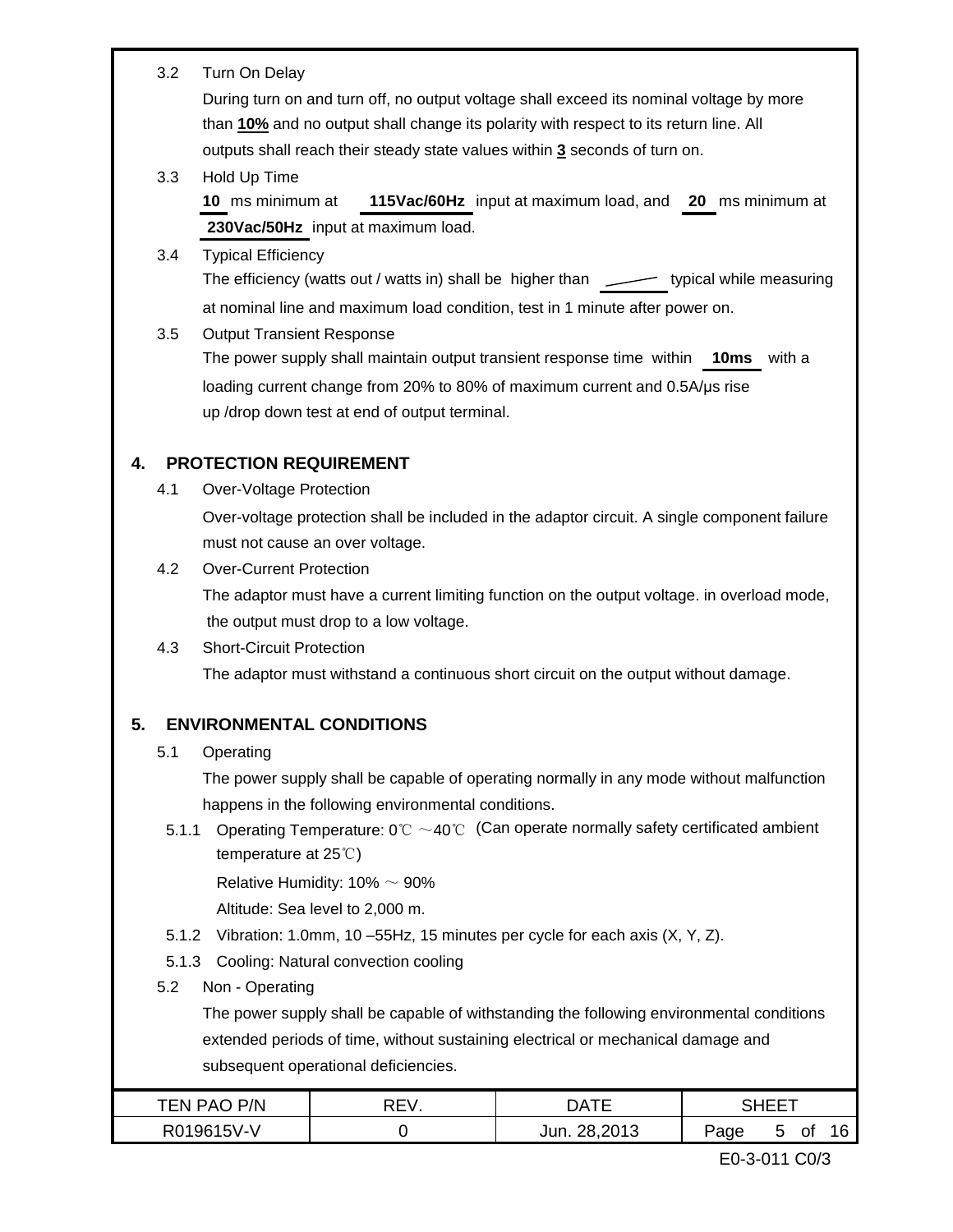3.2 Turn On Delay

During turn on and turn off, no output voltage shall exceed its nominal voltage by more than **10%** and no output shall change its polarity with respect to its return line. All outputs shall reach their steady state values within **3** seconds of turn on.

3.3 Hold Up Time

**10** ms minimum at **115Vac/60Hz** input at maximum load, and **20** ms minimum at **230Vac/50Hz** input at maximum load.

3.4 Typical Efficiency

The efficiency (watts out / watts in) shall be higher than ______ typical while measuring at nominal line and maximum load condition, test in 1 minute after power on.

3.5 Output Transient Response

The power supply shall maintain output transient response time within **10ms** with a loading current change from 20% to 80% of maximum current and 0.5A/μs rise up /drop down test at end of output terminal.

## 4. PROTECTION REQUIREMENT

4.1 Over-Voltage Protection

Over-voltage protection shall be included in the adaptor circuit. A single component failure must not cause an over voltage.

4.2 Over-Current Protection

The adaptor must have a current limiting function on the output voltage. in overload mode, the output must drop to a low voltage.

4.3 Short-Circuit Protection

The adaptor must withstand a continuous short circuit on the output without damage.

## 5. ENVIRONMENTAL CONDITIONS

5.1 Operating

The power supply shall be capable of operating normally in any mode without malfunction happens in the following environmental conditions.

5.1.1 Operating Temperature: 0℃ ～40℃ (Can operate normally safety certificated ambient temperature at 25℃)

Relative Humidity: 10% ～ 90%

Altitude: Sea level to 2,000 m.

5.1.2 Vibration: 1.0mm, 10 –55Hz, 15 minutes per cycle for each axis (X, Y, Z).

5.1.3 Cooling: Natural convection cooling

5.2 Non - Operating

The power supply shall be capable of withstanding the following environmental conditions extended periods of time, without sustaining electrical or mechanical damage and subsequent operational deficiencies.

| TEN PAO P/N | REV. | DATE | SHEET |
|---|---|---|---|
| R019615V-V | 0 | Jun. 28,2013 | Page 5 of 16 |

E0-3-011 C0/3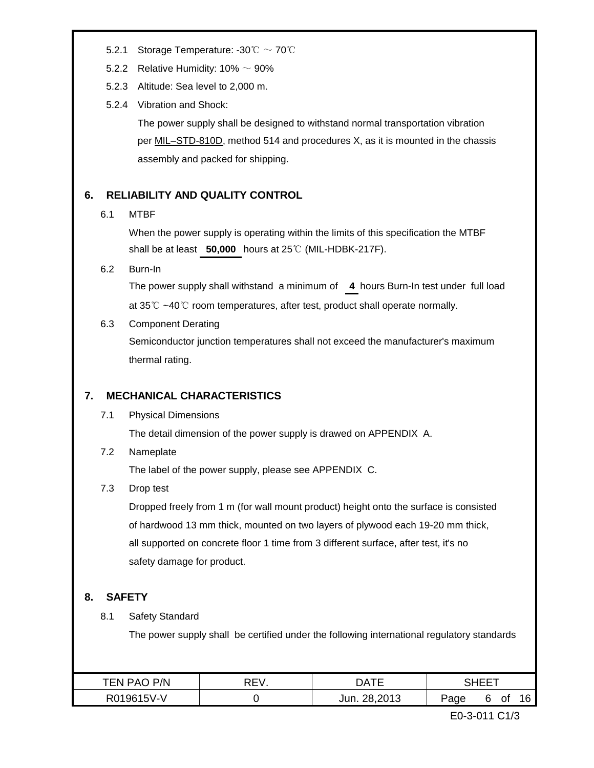5.2.1 Storage Temperature: -30℃ ～ 70℃

5.2.2 Relative Humidity: 10% ～ 90%

5.2.3 Altitude: Sea level to 2,000 m.

5.2.4 Vibration and Shock:

The power supply shall be designed to withstand normal transportation vibration per MIL–STD-810D, method 514 and procedures X, as it is mounted in the chassis assembly and packed for shipping.

## 6. RELIABILITY AND QUALITY CONTROL

6.1 MTBF

When the power supply is operating within the limits of this specification the MTBF shall be at least **50,000** hours at 25℃ (MIL-HDBK-217F).

6.2 Burn-In

The power supply shall withstand a minimum of **4** hours Burn-In test under full load at 35℃ ~40℃ room temperatures, after test, product shall operate normally.

6.3 Component Derating

Semiconductor junction temperatures shall not exceed the manufacturer's maximum thermal rating.

## 7. MECHANICAL CHARACTERISTICS

7.1 Physical Dimensions

The detail dimension of the power supply is drawed on APPENDIX A.

7.2 Nameplate

The label of the power supply, please see APPENDIX C.

7.3 Drop test

Dropped freely from 1 m (for wall mount product) height onto the surface is consisted of hardwood 13 mm thick, mounted on two layers of plywood each 19-20 mm thick, all supported on concrete floor 1 time from 3 different surface, after test, it's no safety damage for product.

## 8. SAFETY

8.1 Safety Standard

The power supply shall be certified under the following international regulatory standards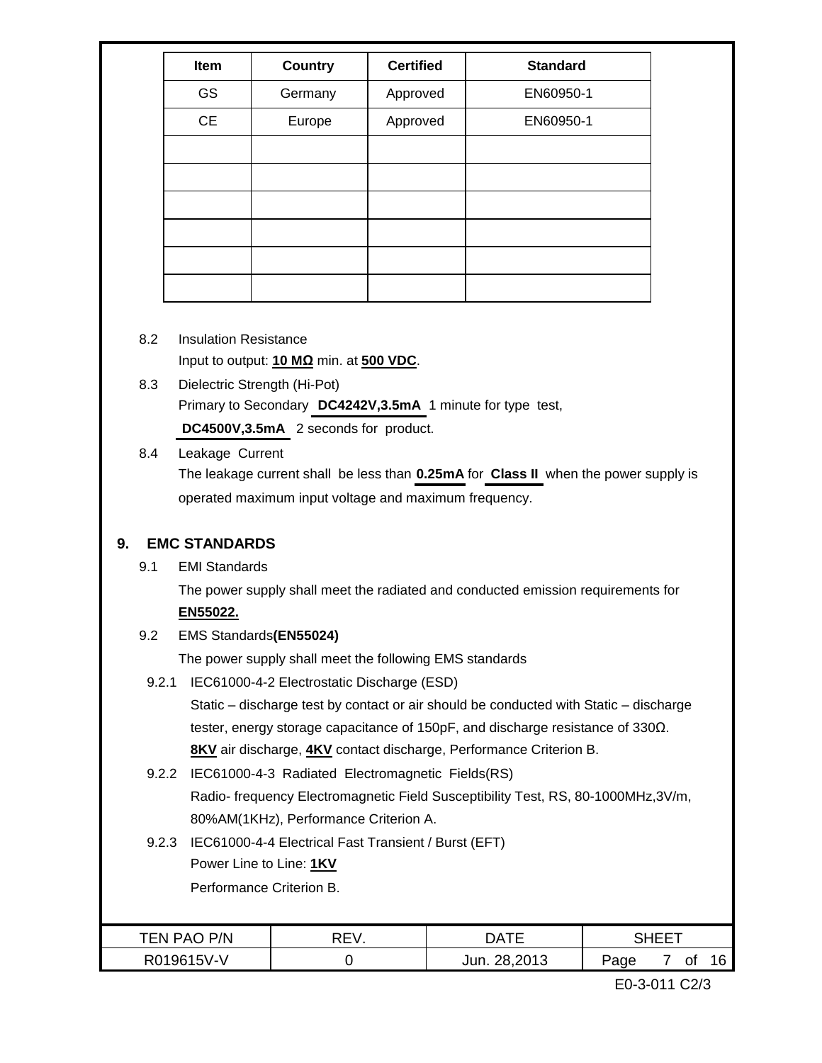| Item | Country | Certified | Standard |
|---|---|---|---|
| GS | Germany | Approved | EN60950-1 |
| CE | Europe | Approved | EN60950-1 |
| | | | |
| | | | |
| | | | |
| | | | |
| | | | |
| | | | |

8.2 Insulation Resistance

Input to output: **10 MΩ** min. at **500 VDC**.

8.3 Dielectric Strength (Hi-Pot)

Primary to Secondary **DC4242V,3.5mA** 1 minute for type test,

**DC4500V,3.5mA** 2 seconds for product.

8.4 Leakage Current

The leakage current shall be less than **0.25mA** for **Class II** when the power supply is operated maximum input voltage and maximum frequency.

## 9. EMC STANDARDS

9.1 EMI Standards

The power supply shall meet the radiated and conducted emission requirements for **EN55022.**

9.2 EMS Standards**(EN55024)**

The power supply shall meet the following EMS standards

9.2.1 IEC61000-4-2 Electrostatic Discharge (ESD)

Static – discharge test by contact or air should be conducted with Static – discharge tester, energy storage capacitance of 150pF, and discharge resistance of 330Ω. **8KV** air discharge, **4KV** contact discharge, Performance Criterion B.

9.2.2 IEC61000-4-3 Radiated Electromagnetic Fields(RS)

Radio- frequency Electromagnetic Field Susceptibility Test, RS, 80-1000MHz,3V/m, 80%AM(1KHz), Performance Criterion A.

9.2.3 IEC61000-4-4 Electrical Fast Transient / Burst (EFT)

Power Line to Line: **1KV**

Performance Criterion B.

| TEN PAO P/N | REV. | DATE | SHEET |
|---|---|---|---|
| R019615V-V | 0 | Jun. 28,2013 | Page 7 of 16 |

E0-3-011 C2/3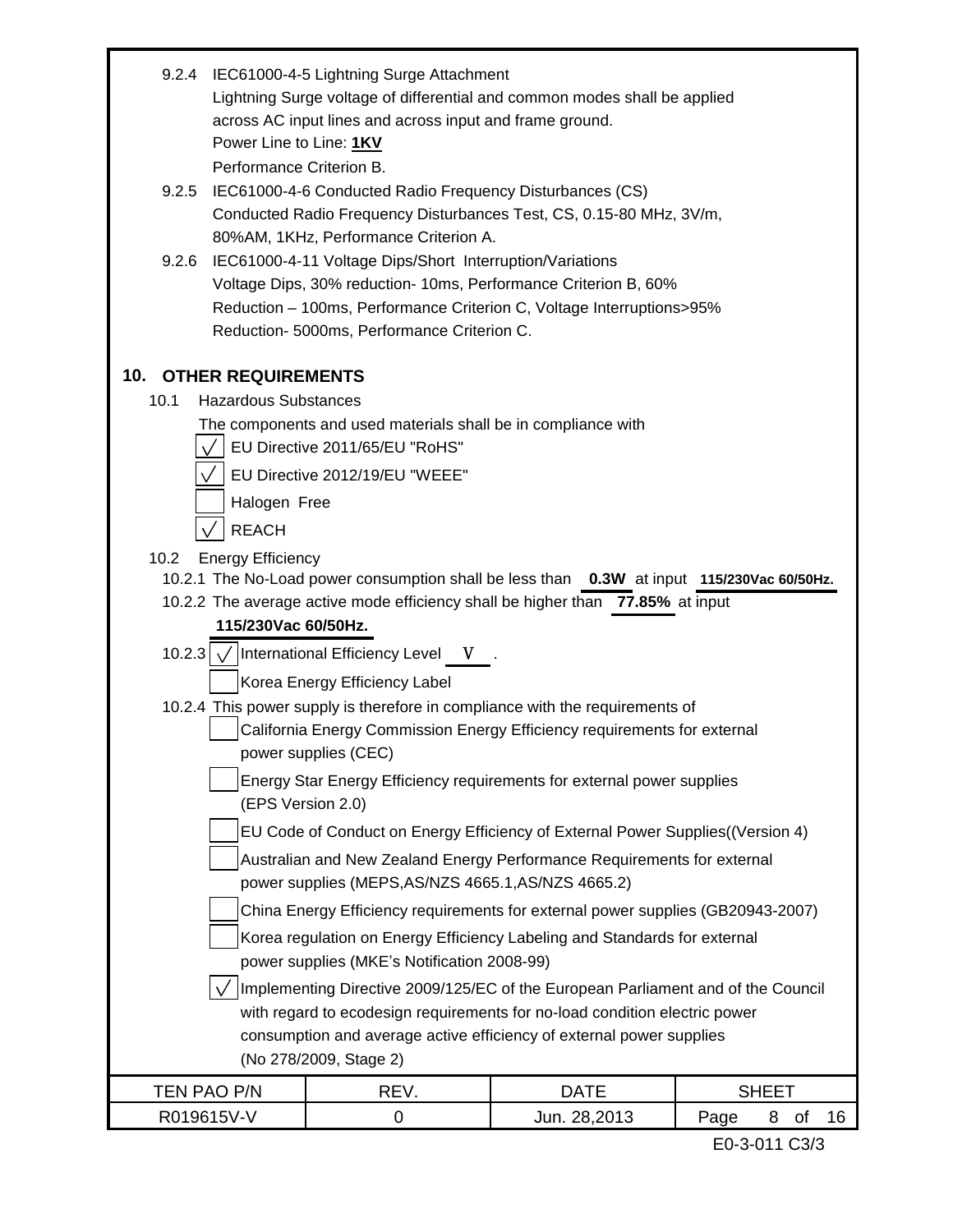9.2.4 IEC61000-4-5 Lightning Surge Attachment
Lightning Surge voltage of differential and common modes shall be applied across AC input lines and across input and frame ground.
Power Line to Line: **1KV**
Performance Criterion B.

9.2.5 IEC61000-4-6 Conducted Radio Frequency Disturbances (CS)
Conducted Radio Frequency Disturbances Test, CS, 0.15-80 MHz, 3V/m, 80%AM, 1KHz, Performance Criterion A.

9.2.6 IEC61000-4-11 Voltage Dips/Short Interruption/Variations
Voltage Dips, 30% reduction- 10ms, Performance Criterion B, 60% Reduction – 100ms, Performance Criterion C, Voltage Interruptions>95% Reduction- 5000ms, Performance Criterion C.

## 10. OTHER REQUIREMENTS

10.1 Hazardous Substances

The components and used materials shall be in compliance with

- [√] EU Directive 2011/65/EU "RoHS"
- [√] EU Directive 2012/19/EU "WEEE"
- [ ] Halogen Free
- [√] REACH

10.2 Energy Efficiency

10.2.1 The No-Load power consumption shall be less than **0.3W** at input **115/230Vac 60/50Hz.**

10.2.2 The average active mode efficiency shall be higher than **77.85%** at input **115/230Vac 60/50Hz.**

10.2.3
- [√] International Efficiency Level V .
- [ ] Korea Energy Efficiency Label

10.2.4 This power supply is therefore in compliance with the requirements of

- [ ] California Energy Commission Energy Efficiency requirements for external power supplies (CEC)
- [ ] Energy Star Energy Efficiency requirements for external power supplies (EPS Version 2.0)
- [ ] EU Code of Conduct on Energy Efficiency of External Power Supplies((Version 4)
- [ ] Australian and New Zealand Energy Performance Requirements for external power supplies (MEPS,AS/NZS 4665.1,AS/NZS 4665.2)
- [ ] China Energy Efficiency requirements for external power supplies (GB20943-2007)
- [ ] Korea regulation on Energy Efficiency Labeling and Standards for external power supplies (MKE's Notification 2008-99)
- [√] Implementing Directive 2009/125/EC of the European Parliament and of the Council with regard to ecodesign requirements for no-load condition electric power consumption and average active efficiency of external power supplies (No 278/2009, Stage 2)

| TEN PAO P/N | REV. | DATE | SHEET |
|---|---|---|---|
| R019615V-V | 0 | Jun. 28,2013 | Page 8 of 16 |

E0-3-011 C3/3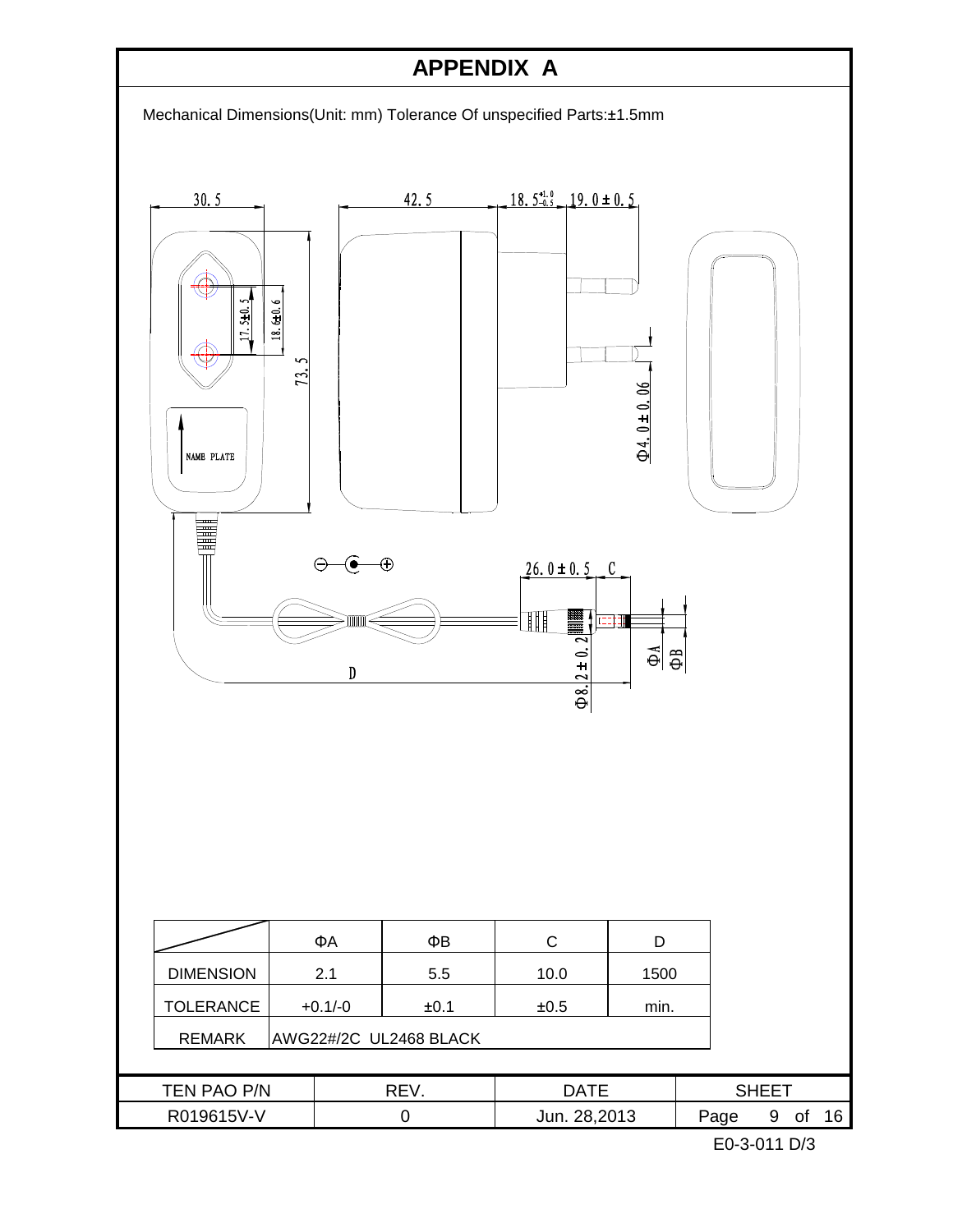# APPENDIX A

Mechanical Dimensions(Unit: mm) Tolerance Of unspecified Parts:±1.5mm

| | ΦA | ΦB | C | D |
|---|---|---|---|---|
| DIMENSION | 2.1 | 5.5 | 10.0 | 1500 |
| TOLERANCE | +0.1/-0 | ±0.1 | ±0.5 | min. |
| REMARK | AWG22#/2C UL2468 BLACK | | | |

| TEN PAO P/N | REV. | DATE | SHEET |
|---|---|---|---|
| R019615V-V | 0 | Jun. 28,2013 | Page 9 of 16 |

E0-3-011 D/3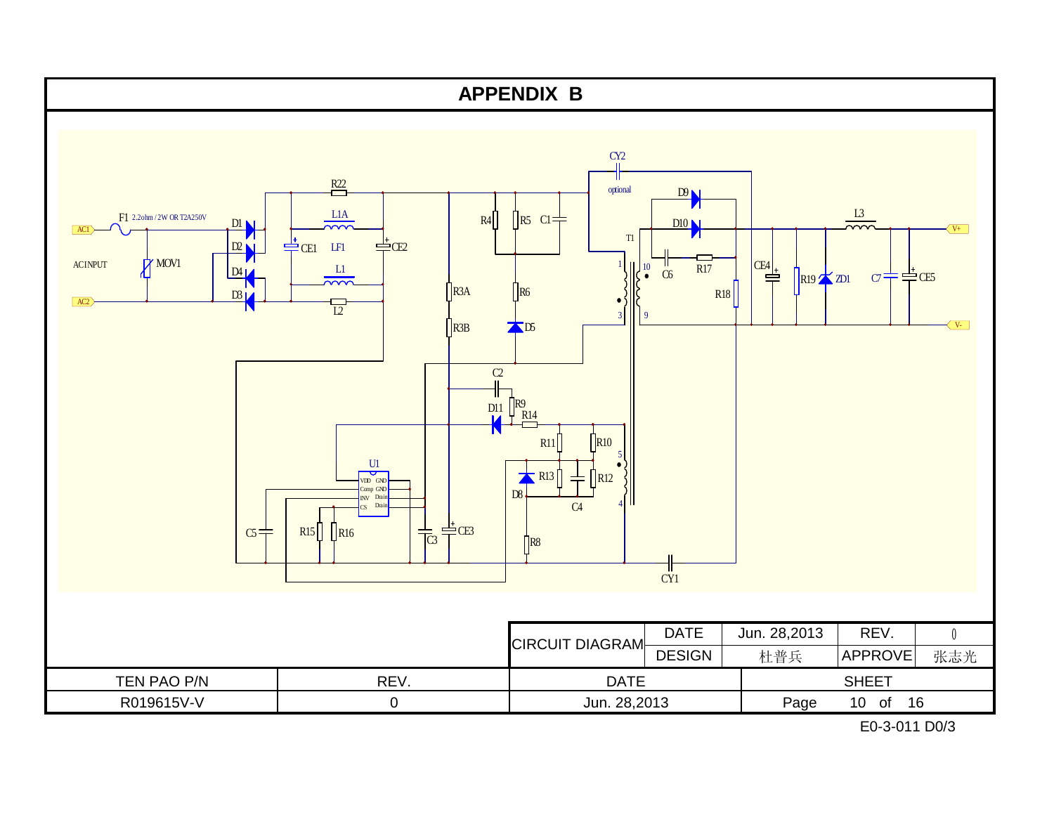# APPENDIX B

F1 2.2ohm / 2W OR T2A250V

AC1

AC2

ACINPUT

MOV1

D1 D2 D3 D4

R22

L1A

LF1

L1

L2

CE1 CE2

R3A R3B

R4 R5 C1

R6

D5

CY2

optional

D9 D10

T1

C6 R17

R18

CE4 R19 ZD1

L3

C7 CE5

V+

V-

C2

D11 R9 R14

R11 R10

U1

VDD GND Comp GND INV Drain CS Drain

R13 R12

D8

C4

C5 R15 R16 C3 CE3

R8

CY1

| CIRCUIT DIAGRAM | DATE | Jun. 28,2013 | REV. | 0 |
|---|---|---|---|---|
| | DESIGN | 杜普兵 | APPROVE | 张志光 |

| TEN PAO P/N | REV. | DATE | SHEET |
|---|---|---|---|
| R019615V-V | 0 | Jun. 28,2013 | Page 10 of 16 |

E0-3-011 D0/3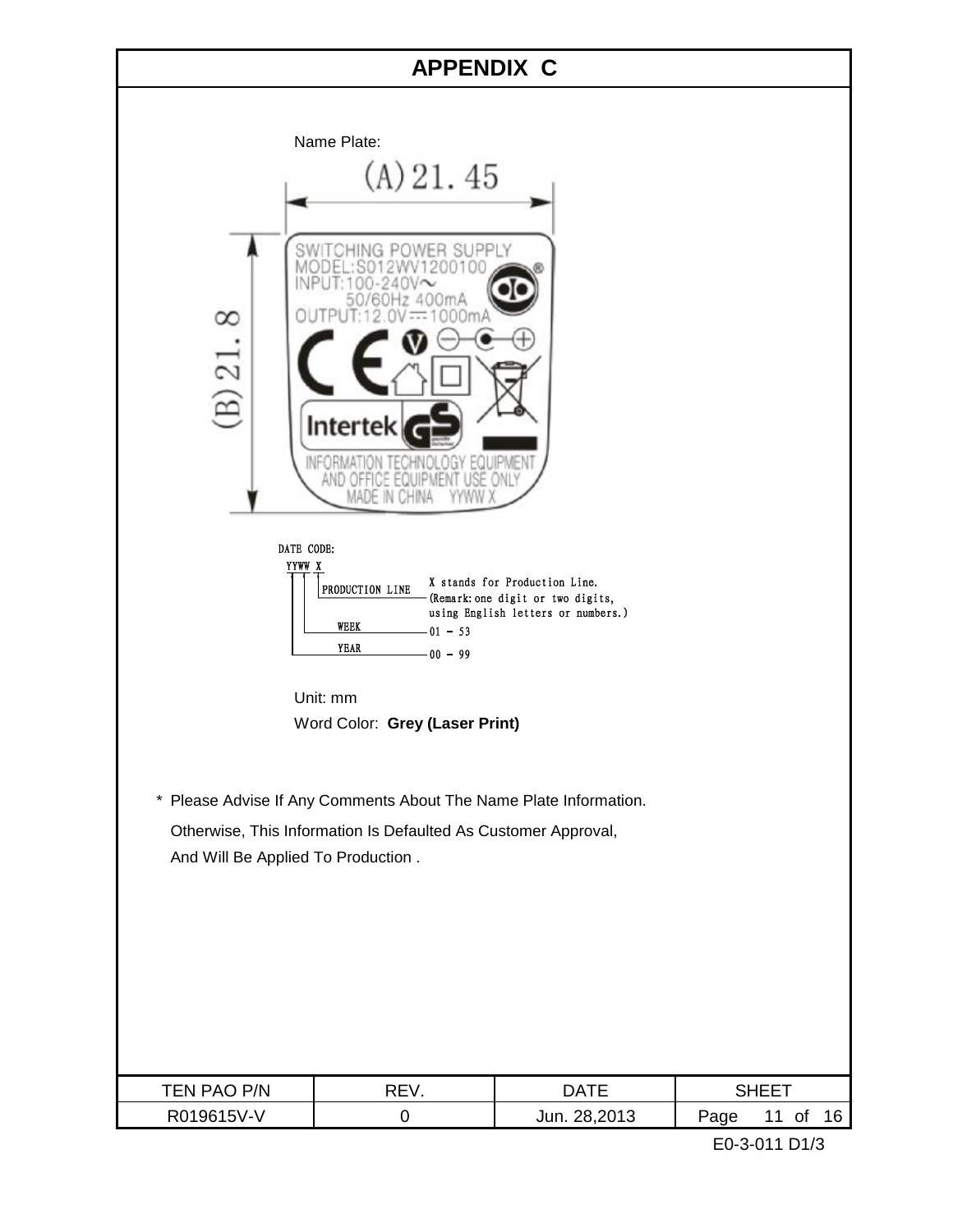# APPENDIX C

Name Plate:

(A) 21. 45

(B) 21. 8

SWITCHING POWER SUPPLY
MODEL:S012WV1200100
INPUT:100-240V~
50/60Hz 400mA
OUTPUT:12.0V⎓1000mA

Intertek

INFORMATION TECHNOLOGY EQUIPMENT
AND OFFICE EQUIPMENT USE ONLY
MADE IN CHINA YYWW X

DATE CODE:
YYWW X

- PRODUCTION LINE — X stands for Production Line. (Remark: one digit or two digits, using English letters or numbers.)
- WEEK — 01 – 53
- YEAR — 00 – 99

Unit: mm

Word Color: **Grey (Laser Print)**

\* Please Advise If Any Comments About The Name Plate Information.
Otherwise, This Information Is Defaulted As Customer Approval,
And Will Be Applied To Production .

| TEN PAO P/N | REV. | DATE | SHEET |
| --- | --- | --- | --- |
| R019615V-V | 0 | Jun. 28,2013 | Page 11 of 16 |

E0-3-011 D1/3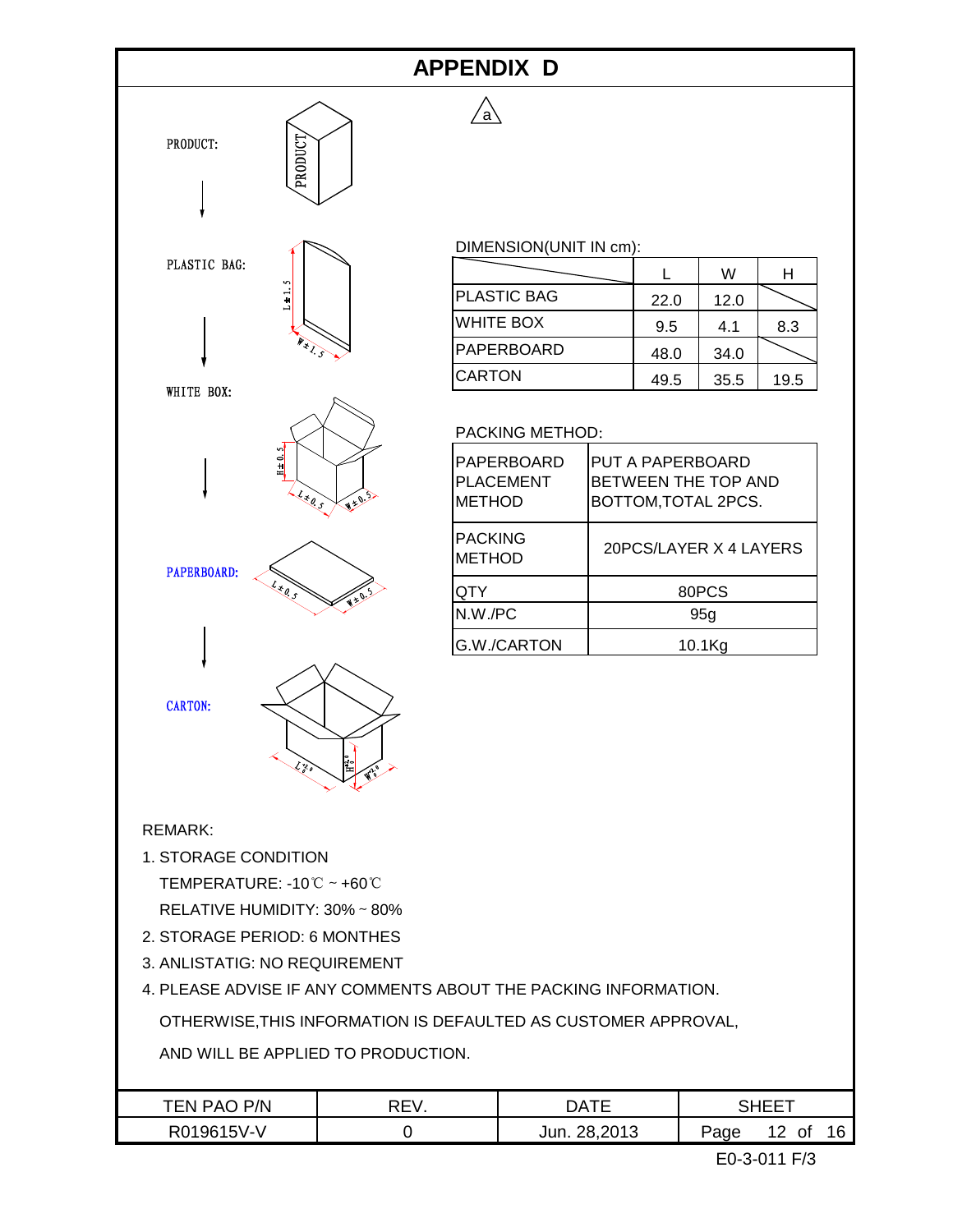# APPENDIX D

a

PRODUCT:

PLASTIC BAG:

WHITE BOX:

PAPERBOARD:

CARTON:

DIMENSION(UNIT IN cm):

| | L | W | H |
|---|---|---|---|
| PLASTIC BAG | 22.0 | 12.0 | |
| WHITE BOX | 9.5 | 4.1 | 8.3 |
| PAPERBOARD | 48.0 | 34.0 | |
| CARTON | 49.5 | 35.5 | 19.5 |

PACKING METHOD:

| | |
|---|---|
| PAPERBOARD PLACEMENT METHOD | PUT A PAPERBOARD BETWEEN THE TOP AND BOTTOM,TOTAL 2PCS. |
| PACKING METHOD | 20PCS/LAYER X 4 LAYERS |
| QTY | 80PCS |
| N.W./PC | 95g |
| G.W./CARTON | 10.1Kg |

REMARK:

1. STORAGE CONDITION

   TEMPERATURE: -10℃ ~ +60℃

   RELATIVE HUMIDITY: 30% ~ 80%

2. STORAGE PERIOD: 6 MONTHES
3. ANLISTATIG: NO REQUIREMENT
4. PLEASE ADVISE IF ANY COMMENTS ABOUT THE PACKING INFORMATION.

   OTHERWISE,THIS INFORMATION IS DEFAULTED AS CUSTOMER APPROVAL,

   AND WILL BE APPLIED TO PRODUCTION.

| TEN PAO P/N | REV. | DATE | SHEET |
|---|---|---|---|
| R019615V-V | 0 | Jun. 28,2013 | Page 12 of 16 |

E0-3-011 F/3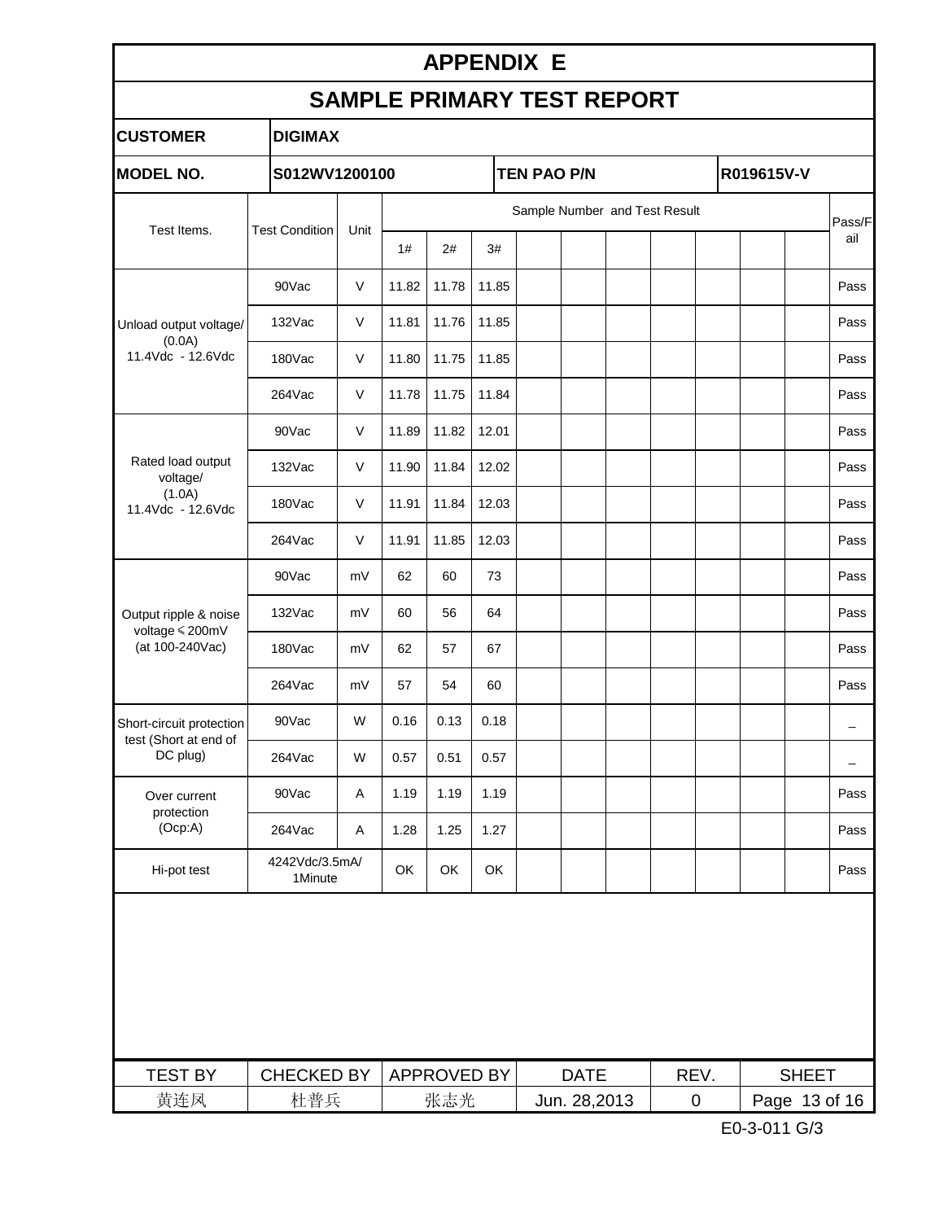# APPENDIX E

## SAMPLE PRIMARY TEST REPORT

| **CUSTOMER** | **DIGIMAX** | | |
|---|---|---|---|
| **MODEL NO.** | **S012WV1200100** | **TEN PAO P/N** | **R019615V-V** |

| Test Items. | Test Condition | Unit | Sample Number and Test Result | | | | | | | | | | Pass/Fail |
|---|---|---|---|---|---|---|---|---|---|---|---|---|---|
| | | | 1# | 2# | 3# | | | | | | | | |
| Unload output voltage/ (0.0A) 11.4Vdc - 12.6Vdc | 90Vac | V | 11.82 | 11.78 | 11.85 | | | | | | | | Pass |
| | 132Vac | V | 11.81 | 11.76 | 11.85 | | | | | | | | Pass |
| | 180Vac | V | 11.80 | 11.75 | 11.85 | | | | | | | | Pass |
| | 264Vac | V | 11.78 | 11.75 | 11.84 | | | | | | | | Pass |
| Rated load output voltage/ (1.0A) 11.4Vdc - 12.6Vdc | 90Vac | V | 11.89 | 11.82 | 12.01 | | | | | | | | Pass |
| | 132Vac | V | 11.90 | 11.84 | 12.02 | | | | | | | | Pass |
| | 180Vac | V | 11.91 | 11.84 | 12.03 | | | | | | | | Pass |
| | 264Vac | V | 11.91 | 11.85 | 12.03 | | | | | | | | Pass |
| Output ripple & noise voltage ≤200mV (at 100-240Vac) | 90Vac | mV | 62 | 60 | 73 | | | | | | | | Pass |
| | 132Vac | mV | 60 | 56 | 64 | | | | | | | | Pass |
| | 180Vac | mV | 62 | 57 | 67 | | | | | | | | Pass |
| | 264Vac | mV | 57 | 54 | 60 | | | | | | | | Pass |
| Short-circuit protection test (Short at end of DC plug) | 90Vac | W | 0.16 | 0.13 | 0.18 | | | | | | | | _ |
| | 264Vac | W | 0.57 | 0.51 | 0.57 | | | | | | | | _ |
| Over current protection (Ocp:A) | 90Vac | A | 1.19 | 1.19 | 1.19 | | | | | | | | Pass |
| | 264Vac | A | 1.28 | 1.25 | 1.27 | | | | | | | | Pass |
| Hi-pot test | 4242Vdc/3.5mA/ 1Minute | | OK | OK | OK | | | | | | | | Pass |

| TEST BY | CHECKED BY | APPROVED BY | DATE | REV. | SHEET |
|---|---|---|---|---|---|
| 黄连凤 | 杜普兵 | 张志光 | Jun. 28,2013 | 0 | Page 13 of 16 |

E0-3-011 G/3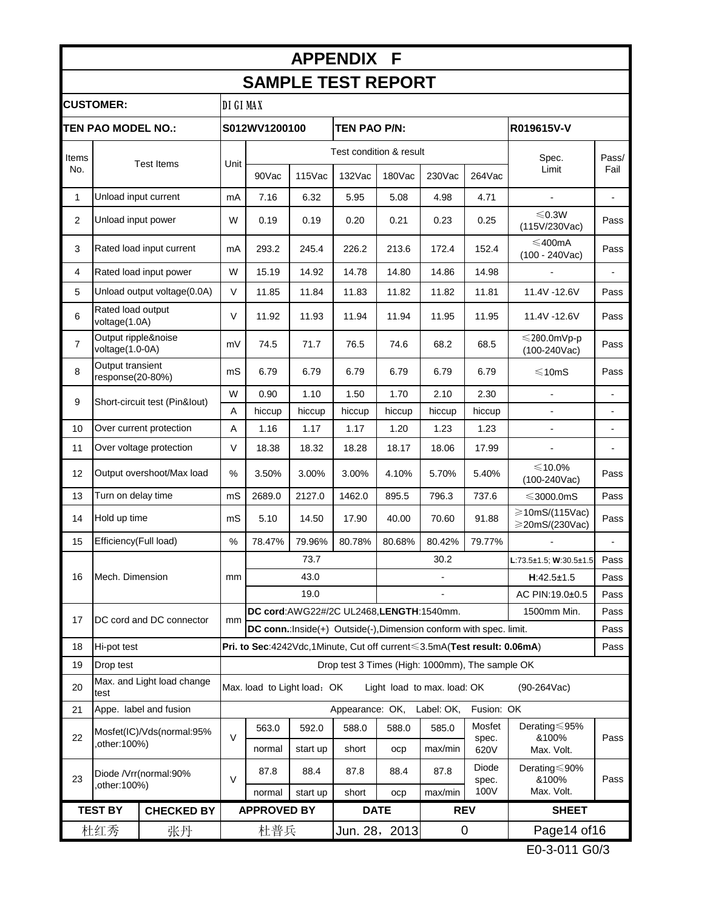# APPENDIX F

## SAMPLE TEST REPORT

| CUSTOMER: | | DIGIMAX | | | | | | | | |
|---|---|---|---|---|---|---|---|---|---|---|
| **TEN PAO MODEL NO.:** | | **S012WV1200100** | | **TEN PAO P/N:** | | | | **R019615V-V** | | |
| Items No. | Test Items | Unit | Test condition & result | | | | | | Spec. Limit | Pass/ Fail |
| | | | 90Vac | 115Vac | 132Vac | 180Vac | 230Vac | 264Vac | | |
| 1 | Unload input current | mA | 7.16 | 6.32 | 5.95 | 5.08 | 4.98 | 4.71 | - | - |
| 2 | Unload input power | W | 0.19 | 0.19 | 0.20 | 0.21 | 0.23 | 0.25 | ≤0.3W (115V/230Vac) | Pass |
| 3 | Rated load input current | mA | 293.2 | 245.4 | 226.2 | 213.6 | 172.4 | 152.4 | ≤400mA (100 - 240Vac) | Pass |
| 4 | Rated load input power | W | 15.19 | 14.92 | 14.78 | 14.80 | 14.86 | 14.98 | - | - |
| 5 | Unload output voltage(0.0A) | V | 11.85 | 11.84 | 11.83 | 11.82 | 11.82 | 11.81 | 11.4V -12.6V | Pass |
| 6 | Rated load output voltage(1.0A) | V | 11.92 | 11.93 | 11.94 | 11.94 | 11.95 | 11.95 | 11.4V -12.6V | Pass |
| 7 | Output ripple&noise voltage(1.0-0A) | mV | 74.5 | 71.7 | 76.5 | 74.6 | 68.2 | 68.5 | ≤200.0mVp-p (100-240Vac) | Pass |
| 8 | Output transient response(20-80%) | mS | 6.79 | 6.79 | 6.79 | 6.79 | 6.79 | 6.79 | ≤10mS | Pass |
| 9 | Short-circuit test (Pin&Iout) | W | 0.90 | 1.10 | 1.50 | 1.70 | 2.10 | 2.30 | - | - |
| | | A | hiccup | hiccup | hiccup | hiccup | hiccup | hiccup | - | - |
| 10 | Over current protection | A | 1.16 | 1.17 | 1.17 | 1.20 | 1.23 | 1.23 | - | - |
| 11 | Over voltage protection | V | 18.38 | 18.32 | 18.28 | 18.17 | 18.06 | 17.99 | - | - |
| 12 | Output overshoot/Max load | % | 3.50% | 3.00% | 3.00% | 4.10% | 5.70% | 5.40% | ≤10.0% (100-240Vac) | Pass |
| 13 | Turn on delay time | mS | 2689.0 | 2127.0 | 1462.0 | 895.5 | 796.3 | 737.6 | ≤3000.0mS | Pass |
| 14 | Hold up time | mS | 5.10 | 14.50 | 17.90 | 40.00 | 70.60 | 91.88 | ≥10mS/(115Vac) ≥20mS/(230Vac) | Pass |
| 15 | Efficiency(Full load) | % | 78.47% | 79.96% | 80.78% | 80.68% | 80.42% | 79.77% | - | - |
| 16 | Mech. Dimension | mm | 73.7 | | | 30.2 | | | **L**:73.5±1.5; **W**:30.5±1.5 | Pass |
| | | | 43.0 | | | - | | | **H**:42.5±1.5 | Pass |
| | | | 19.0 | | | - | | | AC PIN:19.0±0.5 | Pass |
| 17 | DC cord and DC connector | mm | **DC cord**:AWG22#/2C UL2468,**LENGTH**:1540mm. | | | | | | 1500mm Min. | Pass |
| | | | **DC conn.**:Inside(+) Outside(-),Dimension conform with spec. limit. | | | | | | | Pass |
| 18 | Hi-pot test | | **Pri. to Sec**:4242Vdc,1Minute, Cut off current≤3.5mA(**Test result: 0.06mA**) | | | | | | | Pass |
| 19 | Drop test | | Drop test 3 Times (High: 1000mm), The sample OK | | | | | | | |
| 20 | Max. and Light load change test | | Max. load to Light load：OK Light load to max. load: OK (90-264Vac) | | | | | | | |
| 21 | Appe. label and fusion | | Appearance: OK, Label: OK, Fusion: OK | | | | | | | |
| 22 | Mosfet(IC)/Vds(normal:95% ,other:100%) | V | 563.0 | 592.0 | 588.0 | 588.0 | 585.0 | Mosfet spec. 620V | Derating≤95% &100% Max. Volt. | Pass |
| | | | normal | start up | short | ocp | max/min | | | |
| 23 | Diode /Vrr(normal:90% ,other:100%) | V | 87.8 | 88.4 | 87.8 | 88.4 | 87.8 | Diode spec. 100V | Derating≤90% &100% Max. Volt. | Pass |
| | | | normal | start up | short | ocp | max/min | | | |

| TEST BY | CHECKED BY | APPROVED BY | DATE | REV | SHEET |
|---|---|---|---|---|---|
| 杜红秀 | 张丹 | 杜普兵 | Jun. 28，2013 | 0 | Page14 of16 |

E0-3-011 G0/3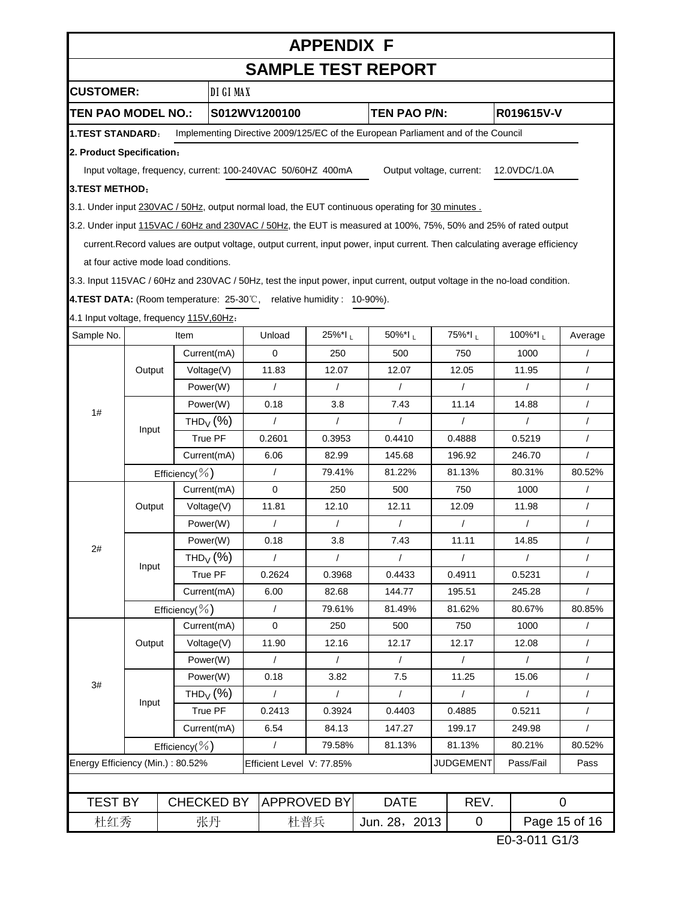# APPENDIX F

## SAMPLE TEST REPORT

**CUSTOMER:** DIGIMAX

**TEN PAO MODEL NO.:** S012WV1200100 **TEN PAO P/N:** R019615V-V

**1.TEST STANDARD**：Implementing Directive 2009/125/EC of the European Parliament and of the Council

**2. Product Specification**：

Input voltage, frequency, current: 100-240VAC 50/60HZ 400mA  Output voltage, current: 12.0VDC/1.0A

**3.TEST METHOD**：

3.1. Under input 230VAC / 50Hz, output normal load, the EUT continuous operating for 30 minutes .

3.2. Under input 115VAC / 60Hz and 230VAC / 50Hz, the EUT is measured at 100%, 75%, 50% and 25% of rated output current.Record values are output voltage, output current, input power, input current. Then calculating average efficiency at four active mode load conditions.

3.3. Input 115VAC / 60Hz and 230VAC / 50Hz, test the input power, input current, output voltage in the no-load condition.

**4.TEST DATA:** (Room temperature: 25-30℃, relative humidity : 10-90%).

4.1 Input voltage, frequency 115V,60Hz：

| Sample No. | Item | | Unload | 25%*$I_L$ | 50%*$I_L$ | 75%*$I_L$ | 100%*$I_L$ | Average |
|---|---|---|---|---|---|---|---|---|
| 1# | Output | Current(mA) | 0 | 250 | 500 | 750 | 1000 | / |
| | | Voltage(V) | 11.83 | 12.07 | 12.07 | 12.05 | 11.95 | / |
| | | Power(W) | / | / | / | / | / | / |
| | Input | Power(W) | 0.18 | 3.8 | 7.43 | 11.14 | 14.88 | / |
| | | $THD_V$ (%) | / | / | / | / | / | / |
| | | True PF | 0.2601 | 0.3953 | 0.4410 | 0.4888 | 0.5219 | / |
| | | Current(mA) | 6.06 | 82.99 | 145.68 | 196.92 | 246.70 | / |
| | Efficiency(%) | | / | 79.41% | 81.22% | 81.13% | 80.31% | 80.52% |
| 2# | Output | Current(mA) | 0 | 250 | 500 | 750 | 1000 | / |
| | | Voltage(V) | 11.81 | 12.10 | 12.11 | 12.09 | 11.98 | / |
| | | Power(W) | / | / | / | / | / | / |
| | Input | Power(W) | 0.18 | 3.8 | 7.43 | 11.11 | 14.85 | / |
| | | $THD_V$ (%) | / | / | / | / | / | / |
| | | True PF | 0.2624 | 0.3968 | 0.4433 | 0.4911 | 0.5231 | / |
| | | Current(mA) | 6.00 | 82.68 | 144.77 | 195.51 | 245.28 | / |
| | Efficiency(%) | | / | 79.61% | 81.49% | 81.62% | 80.67% | 80.85% |
| 3# | Output | Current(mA) | 0 | 250 | 500 | 750 | 1000 | / |
| | | Voltage(V) | 11.90 | 12.16 | 12.17 | 12.17 | 12.08 | / |
| | | Power(W) | / | / | / | / | / | / |
| | Input | Power(W) | 0.18 | 3.82 | 7.5 | 11.25 | 15.06 | / |
| | | $THD_V$ (%) | / | / | / | / | / | / |
| | | True PF | 0.2413 | 0.3924 | 0.4403 | 0.4885 | 0.5211 | / |
| | | Current(mA) | 6.54 | 84.13 | 147.27 | 199.17 | 249.98 | / |
| | Efficiency(%) | | / | 79.58% | 81.13% | 81.13% | 80.21% | 80.52% |
| Energy Efficiency (Min.) : 80.52% | | | Efficient Level V: 77.85% | | | JUDGEMENT | Pass/Fail | Pass |

| TEST BY | CHECKED BY | APPROVED BY | DATE | REV. | 0 |
|---|---|---|---|---|---|
| 杜红秀 | 张丹 | 杜普兵 | Jun. 28，2013 | 0 | Page 15 of 16 |

E0-3-011 G1/3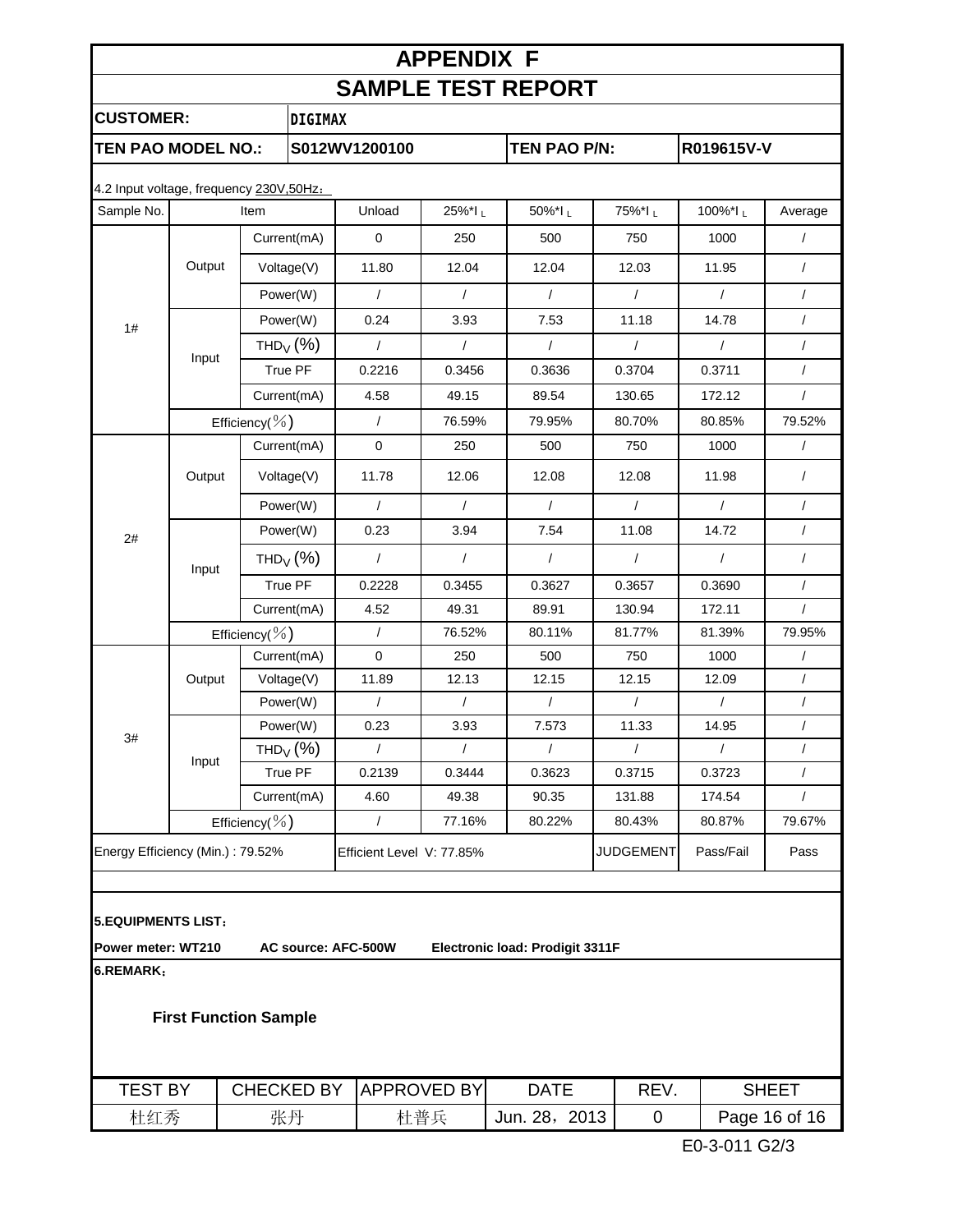# APPENDIX F

## SAMPLE TEST REPORT

| CUSTOMER: | DIGIMAX | | |
|---|---|---|---|
| TEN PAO MODEL NO.: | S012WV1200100 | TEN PAO P/N: | R019615V-V |

4.2 Input voltage, frequency 230V,50Hz：

| Sample No. | Item | | Unload | 25%*$I_L$ | 50%*$I_L$ | 75%*$I_L$ | 100%*$I_L$ | Average |
|---|---|---|---|---|---|---|---|---|
| 1# | Output | Current(mA) | 0 | 250 | 500 | 750 | 1000 | / |
| | | Voltage(V) | 11.80 | 12.04 | 12.04 | 12.03 | 11.95 | / |
| | | Power(W) | / | / | / | / | / | / |
| | Input | Power(W) | 0.24 | 3.93 | 7.53 | 11.18 | 14.78 | / |
| | | $THD_V$ (%) | / | / | / | / | / | / |
| | | True PF | 0.2216 | 0.3456 | 0.3636 | 0.3704 | 0.3711 | / |
| | | Current(mA) | 4.58 | 49.15 | 89.54 | 130.65 | 172.12 | / |
| | Efficiency(%) | | / | 76.59% | 79.95% | 80.70% | 80.85% | 79.52% |
| 2# | Output | Current(mA) | 0 | 250 | 500 | 750 | 1000 | / |
| | | Voltage(V) | 11.78 | 12.06 | 12.08 | 12.08 | 11.98 | / |
| | | Power(W) | / | / | / | / | / | / |
| | Input | Power(W) | 0.23 | 3.94 | 7.54 | 11.08 | 14.72 | / |
| | | $THD_V$ (%) | / | / | / | / | / | / |
| | | True PF | 0.2228 | 0.3455 | 0.3627 | 0.3657 | 0.3690 | / |
| | | Current(mA) | 4.52 | 49.31 | 89.91 | 130.94 | 172.11 | / |
| | Efficiency(%) | | / | 76.52% | 80.11% | 81.77% | 81.39% | 79.95% |
| 3# | Output | Current(mA) | 0 | 250 | 500 | 750 | 1000 | / |
| | | Voltage(V) | 11.89 | 12.13 | 12.15 | 12.15 | 12.09 | / |
| | | Power(W) | / | / | / | / | / | / |
| | Input | Power(W) | 0.23 | 3.93 | 7.573 | 11.33 | 14.95 | / |
| | | $THD_V$ (%) | / | / | / | / | / | / |
| | | True PF | 0.2139 | 0.3444 | 0.3623 | 0.3715 | 0.3723 | / |
| | | Current(mA) | 4.60 | 49.38 | 90.35 | 131.88 | 174.54 | / |
| | Efficiency(%) | | / | 77.16% | 80.22% | 80.43% | 80.87% | 79.67% |
| Energy Efficiency (Min.) : 79.52% | | | Efficient Level V: 77.85% | | | JUDGEMENT | Pass/Fail | Pass |

**5.EQUIPMENTS LIST：**

**Power meter: WT210 AC source: AFC-500W Electronic load: Prodigit 3311F**

**6.REMARK：**

**First Function Sample**

| TEST BY | CHECKED BY | APPROVED BY | DATE | REV. | SHEET |
|---|---|---|---|---|---|
| 杜红秀 | 张丹 | 杜普兵 | Jun. 28，2013 | 0 | Page 16 of 16 |

E0-3-011 G2/3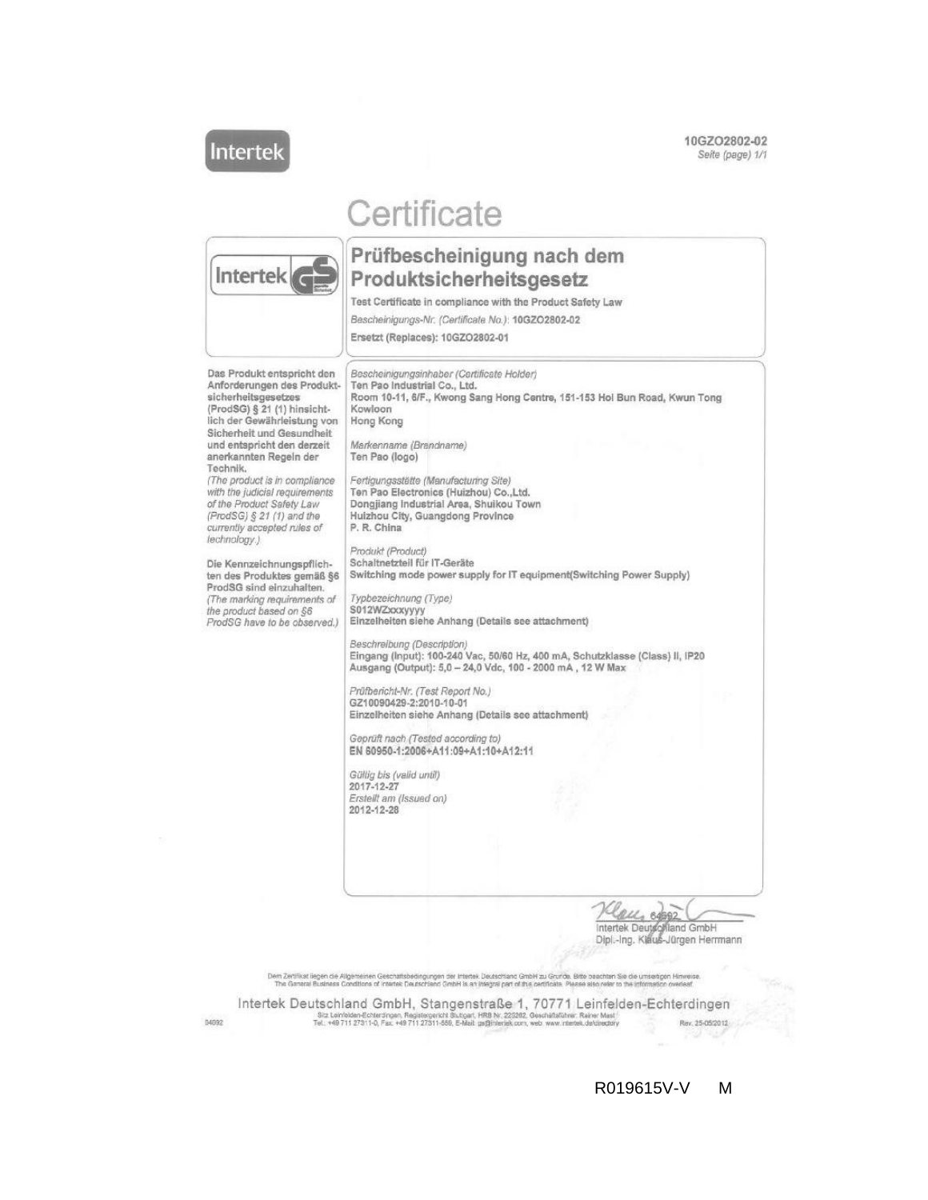Intertek

10GZO2802-02
*Seite (page) 1/1*

# Certificate

## Prüfbescheinigung nach dem Produktsicherheitsgesetz

**Test Certificate in compliance with the Product Safety Law**

*Bescheinigungs-Nr. (Certificate No.):* **10GZO2802-02**

**Ersetzt (Replaces): 10GZO2802-01**

**Das Produkt entspricht den Anforderungen des Produktsicherheitsgesetzes (ProdSG) § 21 (1) hinsichtlich der Gewährleistung von Sicherheit und Gesundheit und entspricht den derzeit anerkannten Regeln der Technik.**
*(The product is in compliance with the judicial requirements of the Product Safety Law (ProdSG) § 21 (1) and the currently accepted rules of technology.)*

**Die Kennzeichnungspflichten des Produktes gemäß §6 ProdSG sind einzuhalten.**
*(The marking requirements of the product based on §6 ProdSG have to be observed.)*

*Bescheinigungsinhaber (Certificate Holder)*
**Ten Pao Industrial Co., Ltd.**
**Room 10-11, 6/F., Kwong Sang Hong Centre, 151-153 Hoi Bun Road, Kwun Tong**
**Kowloon**
**Hong Kong**

*Markenname (Brandname)*
**Ten Pao (logo)**

*Fertigungsstätte (Manufacturing Site)*
**Ten Pao Electronics (Huizhou) Co.,Ltd.**
**Dongjiang Industrial Area, Shuikou Town**
**Huizhou City, Guangdong Province**
**P. R. China**

*Produkt (Product)*
**Schaltnetzteil für IT-Geräte**
**Switching mode power supply for IT equipment(Switching Power Supply)**

*Typbezeichnung (Type)*
**S012WZxxxyyyy**
**Einzelheiten siehe Anhang (Details see attachment)**

*Beschreibung (Description)*
**Eingang (Input): 100-240 Vac, 50/60 Hz, 400 mA, Schutzklasse (Class) II, IP20**
**Ausgang (Output): 5,0 – 24,0 Vdc, 100 - 2000 mA , 12 W Max**

*Prüfbericht-Nr. (Test Report No.)*
**GZ10090429-2:2010-10-01**
**Einzelheiten siehe Anhang (Details see attachment)**

*Geprüft nach (Tested according to)*
**EN 60950-1:2006+A11:09+A1:10+A12:11**

*Gültig bis (valid until)*
**2017-12-27**
*Erstellt am (Issued on)*
**2012-12-28**

64092
Intertek Deutschland GmbH
Dipl.-Ing. Klaus-Jürgen Herrmann

Dem Zertifikat liegen die Allgemeinen Geschäftsbedingungen der Intertek Deutschland GmbH zu Grunde. Bitte beachten Sie die umseitigen Hinweise.
The General Business Conditions of Intertek Deutschland GmbH is an integral part of this certificate. Please also refer to the information overleaf.

Intertek Deutschland GmbH, Stangenstraße 1, 70771 Leinfelden-Echterdingen
Sitz Leinfelden-Echterdingen, Registergericht Stuttgart, HRB Nr. 225282, Geschäftsführer: Rainer Mast
Tel.: +49 711 27311-0, Fax: +49 711 27311-559, E-Mail: gs@intertek.com, web: www.intertek.de/directory

54092 Rev. 25-05/2012

R019615V-V M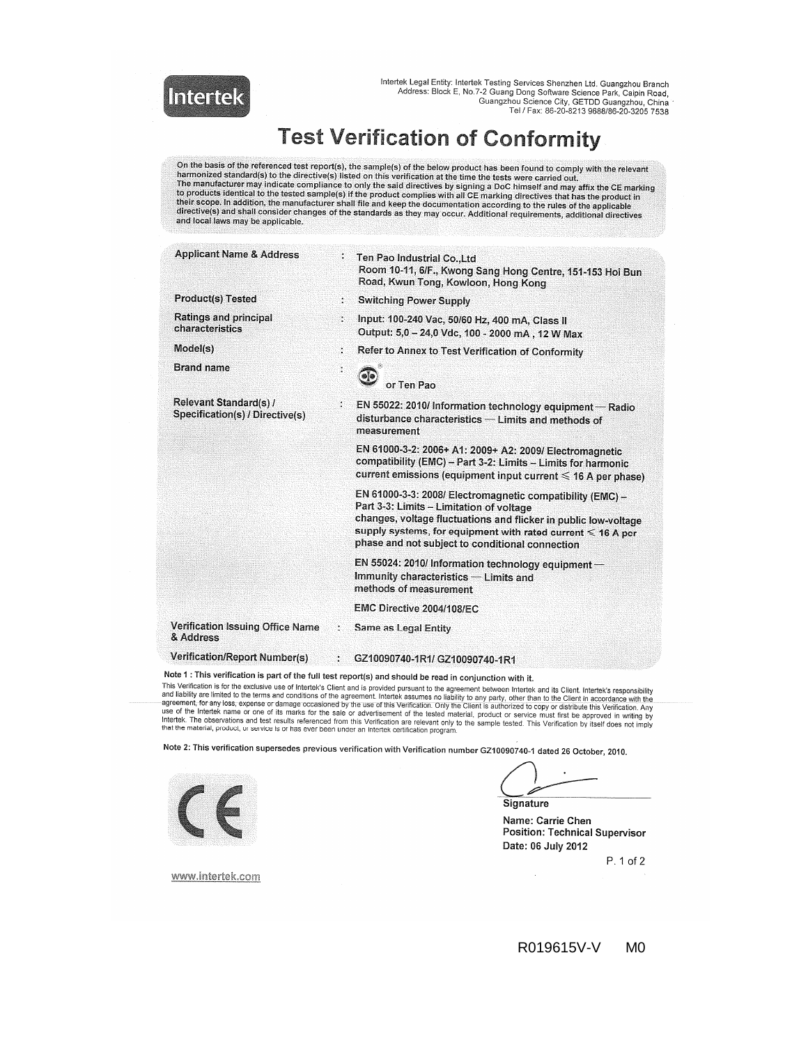Intertek

Intertek Legal Entity: Intertek Testing Services Shenzhen Ltd. Guangzhou Branch
Address: Block E, No.7-2 Guang Dong Software Science Park, Caipin Road, Guangzhou Science City, GETDD Guangzhou, China
Tel / Fax: 86-20-8213 9688/86-20-3205 7538

# Test Verification of Conformity

On the basis of the referenced test report(s), the sample(s) of the below product has been found to comply with the relevant harmonized standard(s) to the directive(s) listed on this verification at the time the tests were carried out.
The manufacturer may indicate compliance to only the said directives by signing a DoC himself and may affix the CE marking to products identical to the tested sample(s) if the product complies with all CE marking directives that has the product in their scope. In addition, the manufacturer shall file and keep the documentation according to the rules of the applicable directive(s) and shall consider changes of the standards as they may occur. Additional requirements, additional directives and local laws may be applicable.

| | | |
|---|---|---|
| **Applicant Name & Address** | : | Ten Pao Industrial Co.,Ltd<br>Room 10-11, 6/F., Kwong Sang Hong Centre, 151-153 Hoi Bun Road, Kwun Tong, Kowloon, Hong Kong |
| **Product(s) Tested** | : | Switching Power Supply |
| **Ratings and principal characteristics** | : | Input: 100-240 Vac, 50/60 Hz, 400 mA, Class II<br>Output: 5,0 – 24,0 Vdc, 100 - 2000 mA , 12 W Max |
| **Model(s)** | : | Refer to Annex to Test Verification of Conformity |
| **Brand name** | : | (logo) or Ten Pao |
| **Relevant Standard(s) / Specification(s) / Directive(s)** | : | EN 55022: 2010/ Information technology equipment — Radio disturbance characteristics — Limits and methods of measurement<br><br>EN 61000-3-2: 2006+ A1: 2009+ A2: 2009/ Electromagnetic compatibility (EMC) – Part 3-2: Limits – Limits for harmonic current emissions (equipment input current ≤ 16 A per phase)<br><br>EN 61000-3-3: 2008/ Electromagnetic compatibility (EMC) – Part 3-3: Limits – Limitation of voltage changes, voltage fluctuations and flicker in public low-voltage supply systems, for equipment with rated current ≤ 16 A per phase and not subject to conditional connection<br><br>EN 55024: 2010/ Information technology equipment — Immunity characteristics — Limits and methods of measurement<br><br>EMC Directive 2004/108/EC |
| **Verification Issuing Office Name & Address** | : | Same as Legal Entity |
| **Verification/Report Number(s)** | : | GZ10090740-1R1/ GZ10090740-1R1 |

**Note 1 : This verification is part of the full test report(s) and should be read in conjunction with it.**

This Verification is for the exclusive use of Intertek's Client and is provided pursuant to the agreement between Intertek and its Client. Intertek's responsibility and liability are limited to the terms and conditions of the agreement. Intertek assumes no liability to any party, other than to the Client in accordance with the agreement, for any loss, expense or damage occasioned by the use of this Verification. Only the Client is authorized to copy or distribute this Verification. Any use of the Intertek name or one of its marks for the sale or advertisement of the tested material, product or service must first be approved in writing by Intertek. The observations and test results referenced from this Verification are relevant only to the sample tested. This Verification by itself does not imply that the material, product, or service is or has ever been under an Intertek certification program.

**Note 2: This verification supersedes previous verification with Verification number GZ10090740-1 dated 26 October, 2010.**

CE

**Signature**

**Name: Carrie Chen**
**Position: Technical Supervisor**
**Date: 06 July 2012**

www.intertek.com

R019615V-V M0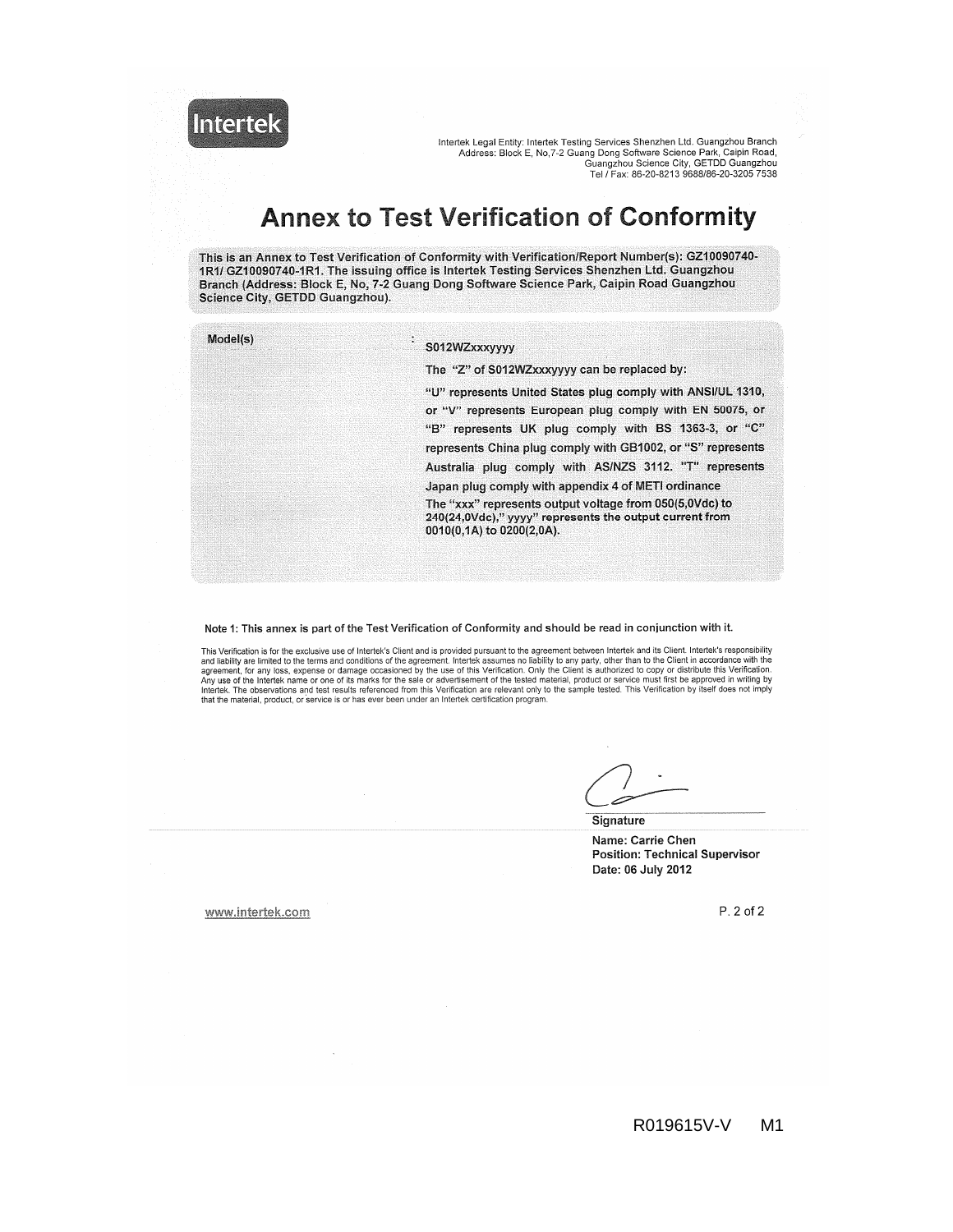Intertek

Intertek Legal Entity: Intertek Testing Services Shenzhen Ltd. Guangzhou Branch
Address: Block E, No,7-2 Guang Dong Software Science Park, Caipin Road, Guangzhou Science City, GETDD Guangzhou
Tel / Fax: 86-20-8213 9688/86-20-3205 7538

# Annex to Test Verification of Conformity

**This is an Annex to Test Verification of Conformity with Verification/Report Number(s): GZ10090740-1R1/ GZ10090740-1R1. The issuing office is Intertek Testing Services Shenzhen Ltd. Guangzhou Branch (Address: Block E, No, 7-2 Guang Dong Software Science Park, Caipin Road Guangzhou Science City, GETDD Guangzhou).**

| Model(s) | : | S012WZxxxyyyy |
|---|---|---|
| | | The "Z" of S012WZxxxyyyy can be replaced by: "U" represents United States plug comply with ANSI/UL 1310, or "V" represents European plug comply with EN 50075, or "B" represents UK plug comply with BS 1363-3, or "C" represents China plug comply with GB1002, or "S" represents Australia plug comply with AS/NZS 3112. "T" represents Japan plug comply with appendix 4 of METI ordinance The "xxx" represents output voltage from 050(5,0Vdc) to 240(24,0Vdc)," yyyy" represents the output current from 0010(0,1A) to 0200(2,0A). |

**Note 1: This annex is part of the Test Verification of Conformity and should be read in conjunction with it.**

This Verification is for the exclusive use of Intertek's Client and is provided pursuant to the agreement between Intertek and its Client. Intertek's responsibility and liability are limited to the terms and conditions of the agreement. Intertek assumes no liability to any party, other than to the Client in accordance with the agreement, for any loss, expense or damage occasioned by the use of this Verification. Only the Client is authorized to copy or distribute this Verification. Any use of the Intertek name or one of its marks for the sale or advertisement of the tested material, product or service must first be approved in writing by Intertek. The observations and test results referenced from this Verification are relevant only to the sample tested. This Verification by itself does not imply that the material, product, or service is or has ever been under an Intertek certification program.

**Signature**

**Name: Carrie Chen**
**Position: Technical Supervisor**
**Date: 06 July 2012**

www.intertek.com

R019615V-V M1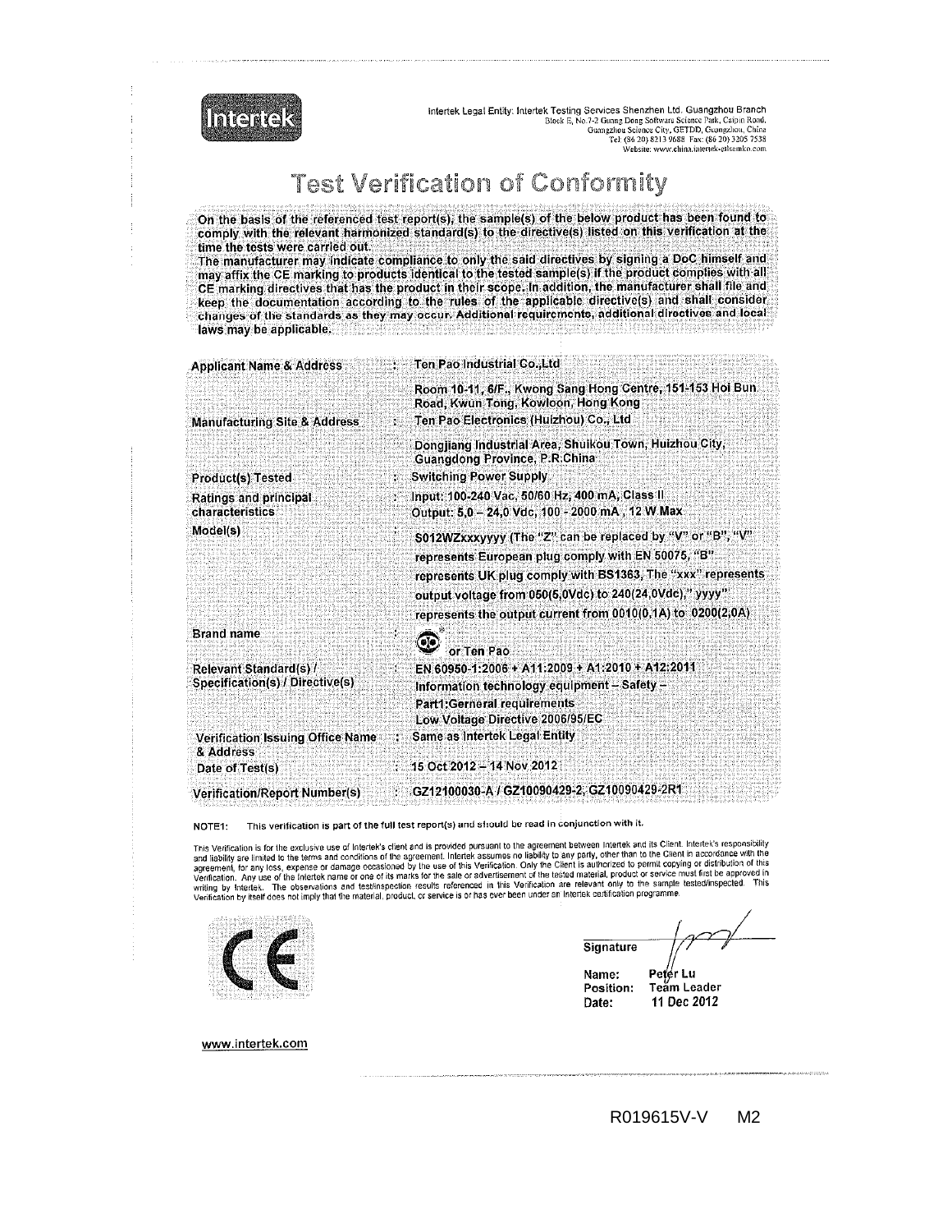Intertek

Intertek Legal Entity: Intertek Testing Services Shenzhen Ltd. Guangzhou Branch
Block E, No.7-2 Guang Dong Software Science Park, Caipin Road,
Guangzhou Science City, GETDD, Guangzhou, China
Tel: (86 20) 8213 9688 Fax: (86 20) 3205 7538
Website: www.china.intertek-etlsemko.com

# Test Verification of Conformity

**On the basis of the referenced test report(s), the sample(s) of the below product has been found to comply with the relevant harmonized standard(s) to the directive(s) listed on this verification at the time the tests were carried out.**
**The manufacturer may indicate compliance to only the said directives by signing a DoC himself and may affix the CE marking to products identical to the tested sample(s) if the product complies with all CE marking directives that has the product in their scope. In addition, the manufacturer shall file and keep the documentation according to the rules of the applicable directive(s) and shall consider changes of the standards as they may occur. Additional requirements, additional directives and local laws may be applicable.**

| | | |
|---|---|---|
| **Applicant Name & Address** | : | Ten Pao Industrial Co.,Ltd<br>Room 10-11, 6/F., Kwong Sang Hong Centre, 151-153 Hoi Bun Road, Kwun Tong, Kowloon, Hong Kong |
| **Manufacturing Site & Address** | : | Ten Pao Electronics (Huizhou) Co., Ltd<br>Dongjiang Industrial Area, Shuikou Town, Huizhou City, Guangdong Province, P.R.China |
| **Product(s) Tested** | : | Switching Power Supply |
| **Ratings and principal characteristics** | : | Input: 100-240 Vac, 50/60 Hz, 400 mA, Class II<br>Output: 5.0 – 24.0 Vdc, 100 - 2000 mA , 12 W Max |
| **Model(s)** | : | S012WZxxxyyyy (The "Z" can be replaced by "V" or "B", "V" represents European plug comply with EN 50075, "B" represents UK plug comply with BS1363, The "xxx" represents output voltage from 050(5.0Vdc) to 240(24.0Vdc)," yyyy" represents the output current from 0010(0.1A) to 0200(2.0A) |
| **Brand name** | : | ® or Ten Pao |
| **Relevant Standard(s) / Specification(s) / Directive(s)** | : | EN 60950-1:2006 + A11:2009 + A1:2010 + A12:2011<br>Information technology equipment – Safety – Part1:Gerneral requirements<br>Low Voltage Directive 2006/95/EC |
| **Verification Issuing Office Name & Address** | : | Same as Intertek Legal Entity |
| **Date of Test(s)** | : | 15 Oct 2012 – 14 Nov 2012 |
| **Verification/Report Number(s)** | : | GZ12100030-A / GZ10090429-2, GZ10090429-2R1 |

NOTE1: This verification is part of the full test report(s) and should be read in conjunction with it.

This Verification is for the exclusive use of Intertek's client and is provided pursuant to the agreement between Intertek and its Client. Intertek's responsibility and liability are limited to the terms and conditions of the agreement. Intertek assumes no liability to any party, other than to the Client in accordance with the agreement, for any loss, expense or damage occasioned by the use of this Verification. Only the Client is authorized to permit copying or distribution of this Verification. Any use of the Intertek name or one of its marks for the sale or advertisement of the tested material, product or service must first be approved in writing by Intertek. The observations and test/inspection results referenced in this Verification are relevant only to the sample tested/inspected. This Verification by itself does not imply that the material, product, or service is or has ever been under an Intertek certification programme.

CE

Signature

Name: Peter Lu
Position: Team Leader
Date: 11 Dec 2012

www.intertek.com

R019615V-V M2